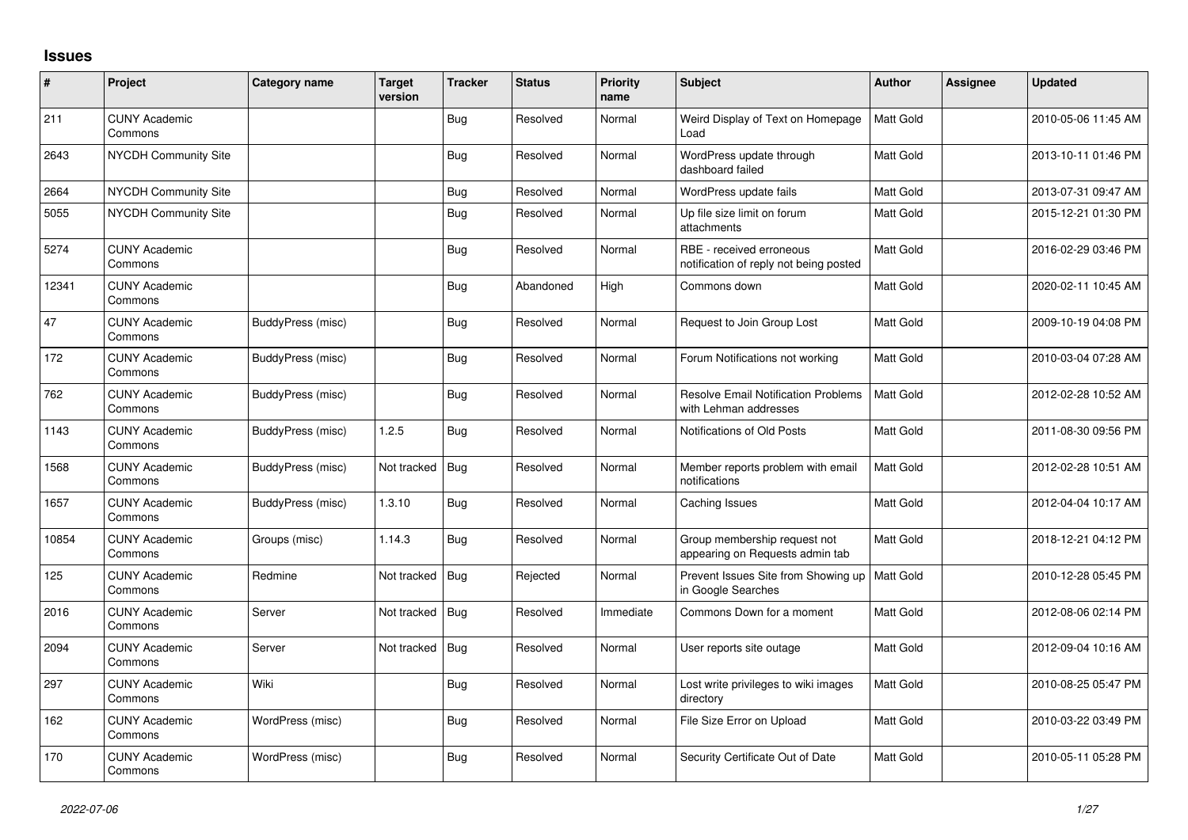# Issues

| # | Project | Category name | Target version | Tracker | Status | Priority name | Subject | Author | Assignee | Updated |
|---|---|---|---|---|---|---|---|---|---|---|
| 211 | CUNY Academic Commons | | | Bug | Resolved | Normal | Weird Display of Text on Homepage Load | Matt Gold | | 2010-05-06 11:45 AM |
| 2643 | NYCDH Community Site | | | Bug | Resolved | Normal | WordPress update through dashboard failed | Matt Gold | | 2013-10-11 01:46 PM |
| 2664 | NYCDH Community Site | | | Bug | Resolved | Normal | WordPress update fails | Matt Gold | | 2013-07-31 09:47 AM |
| 5055 | NYCDH Community Site | | | Bug | Resolved | Normal | Up file size limit on forum attachments | Matt Gold | | 2015-12-21 01:30 PM |
| 5274 | CUNY Academic Commons | | | Bug | Resolved | Normal | RBE - received erroneous notification of reply not being posted | Matt Gold | | 2016-02-29 03:46 PM |
| 12341 | CUNY Academic Commons | | | Bug | Abandoned | High | Commons down | Matt Gold | | 2020-02-11 10:45 AM |
| 47 | CUNY Academic Commons | BuddyPress (misc) | | Bug | Resolved | Normal | Request to Join Group Lost | Matt Gold | | 2009-10-19 04:08 PM |
| 172 | CUNY Academic Commons | BuddyPress (misc) | | Bug | Resolved | Normal | Forum Notifications not working | Matt Gold | | 2010-03-04 07:28 AM |
| 762 | CUNY Academic Commons | BuddyPress (misc) | | Bug | Resolved | Normal | Resolve Email Notification Problems with Lehman addresses | Matt Gold | | 2012-02-28 10:52 AM |
| 1143 | CUNY Academic Commons | BuddyPress (misc) | 1.2.5 | Bug | Resolved | Normal | Notifications of Old Posts | Matt Gold | | 2011-08-30 09:56 PM |
| 1568 | CUNY Academic Commons | BuddyPress (misc) | Not tracked | Bug | Resolved | Normal | Member reports problem with email notifications | Matt Gold | | 2012-02-28 10:51 AM |
| 1657 | CUNY Academic Commons | BuddyPress (misc) | 1.3.10 | Bug | Resolved | Normal | Caching Issues | Matt Gold | | 2012-04-04 10:17 AM |
| 10854 | CUNY Academic Commons | Groups (misc) | 1.14.3 | Bug | Resolved | Normal | Group membership request not appearing on Requests admin tab | Matt Gold | | 2018-12-21 04:12 PM |
| 125 | CUNY Academic Commons | Redmine | Not tracked | Bug | Rejected | Normal | Prevent Issues Site from Showing up in Google Searches | Matt Gold | | 2010-12-28 05:45 PM |
| 2016 | CUNY Academic Commons | Server | Not tracked | Bug | Resolved | Immediate | Commons Down for a moment | Matt Gold | | 2012-08-06 02:14 PM |
| 2094 | CUNY Academic Commons | Server | Not tracked | Bug | Resolved | Normal | User reports site outage | Matt Gold | | 2012-09-04 10:16 AM |
| 297 | CUNY Academic Commons | Wiki | | Bug | Resolved | Normal | Lost write privileges to wiki images directory | Matt Gold | | 2010-08-25 05:47 PM |
| 162 | CUNY Academic Commons | WordPress (misc) | | Bug | Resolved | Normal | File Size Error on Upload | Matt Gold | | 2010-03-22 03:49 PM |
| 170 | CUNY Academic Commons | WordPress (misc) | | Bug | Resolved | Normal | Security Certificate Out of Date | Matt Gold | | 2010-05-11 05:28 PM |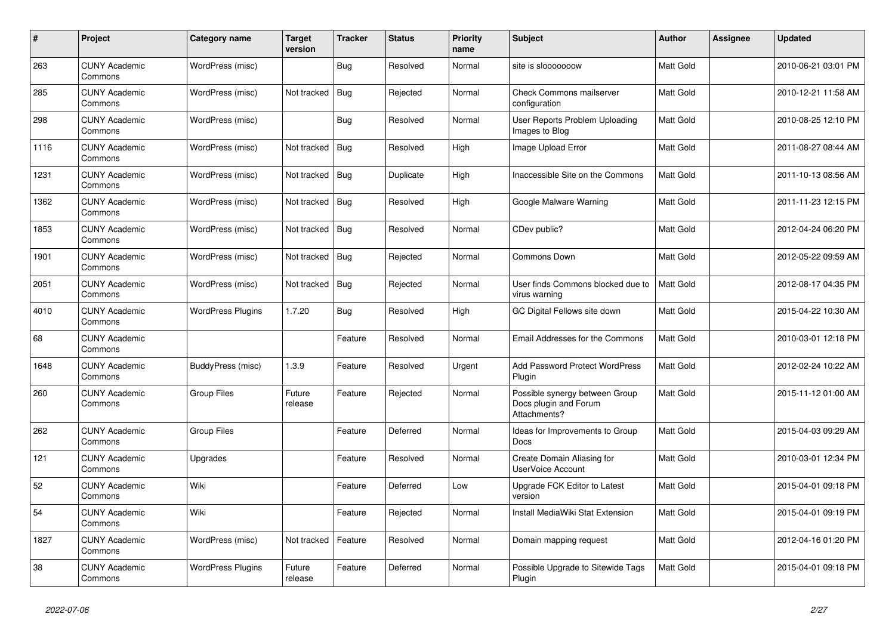| # | Project | Category name | Target version | Tracker | Status | Priority name | Subject | Author | Assignee | Updated |
|---|---|---|---|---|---|---|---|---|---|---|
| 263 | CUNY Academic Commons | WordPress (misc) | | Bug | Resolved | Normal | site is slooooooow | Matt Gold | | 2010-06-21 03:01 PM |
| 285 | CUNY Academic Commons | WordPress (misc) | Not tracked | Bug | Rejected | Normal | Check Commons mailserver configuration | Matt Gold | | 2010-12-21 11:58 AM |
| 298 | CUNY Academic Commons | WordPress (misc) | | Bug | Resolved | Normal | User Reports Problem Uploading Images to Blog | Matt Gold | | 2010-08-25 12:10 PM |
| 1116 | CUNY Academic Commons | WordPress (misc) | Not tracked | Bug | Resolved | High | Image Upload Error | Matt Gold | | 2011-08-27 08:44 AM |
| 1231 | CUNY Academic Commons | WordPress (misc) | Not tracked | Bug | Duplicate | High | Inaccessible Site on the Commons | Matt Gold | | 2011-10-13 08:56 AM |
| 1362 | CUNY Academic Commons | WordPress (misc) | Not tracked | Bug | Resolved | High | Google Malware Warning | Matt Gold | | 2011-11-23 12:15 PM |
| 1853 | CUNY Academic Commons | WordPress (misc) | Not tracked | Bug | Resolved | Normal | CDev public? | Matt Gold | | 2012-04-24 06:20 PM |
| 1901 | CUNY Academic Commons | WordPress (misc) | Not tracked | Bug | Rejected | Normal | Commons Down | Matt Gold | | 2012-05-22 09:59 AM |
| 2051 | CUNY Academic Commons | WordPress (misc) | Not tracked | Bug | Rejected | Normal | User finds Commons blocked due to virus warning | Matt Gold | | 2012-08-17 04:35 PM |
| 4010 | CUNY Academic Commons | WordPress Plugins | 1.7.20 | Bug | Resolved | High | GC Digital Fellows site down | Matt Gold | | 2015-04-22 10:30 AM |
| 68 | CUNY Academic Commons | | | Feature | Resolved | Normal | Email Addresses for the Commons | Matt Gold | | 2010-03-01 12:18 PM |
| 1648 | CUNY Academic Commons | BuddyPress (misc) | 1.3.9 | Feature | Resolved | Urgent | Add Password Protect WordPress Plugin | Matt Gold | | 2012-02-24 10:22 AM |
| 260 | CUNY Academic Commons | Group Files | Future release | Feature | Rejected | Normal | Possible synergy between Group Docs plugin and Forum Attachments? | Matt Gold | | 2015-11-12 01:00 AM |
| 262 | CUNY Academic Commons | Group Files | | Feature | Deferred | Normal | Ideas for Improvements to Group Docs | Matt Gold | | 2015-04-03 09:29 AM |
| 121 | CUNY Academic Commons | Upgrades | | Feature | Resolved | Normal | Create Domain Aliasing for UserVoice Account | Matt Gold | | 2010-03-01 12:34 PM |
| 52 | CUNY Academic Commons | Wiki | | Feature | Deferred | Low | Upgrade FCK Editor to Latest version | Matt Gold | | 2015-04-01 09:18 PM |
| 54 | CUNY Academic Commons | Wiki | | Feature | Rejected | Normal | Install MediaWiki Stat Extension | Matt Gold | | 2015-04-01 09:19 PM |
| 1827 | CUNY Academic Commons | WordPress (misc) | Not tracked | Feature | Resolved | Normal | Domain mapping request | Matt Gold | | 2012-04-16 01:20 PM |
| 38 | CUNY Academic Commons | WordPress Plugins | Future release | Feature | Deferred | Normal | Possible Upgrade to Sitewide Tags Plugin | Matt Gold | | 2015-04-01 09:18 PM |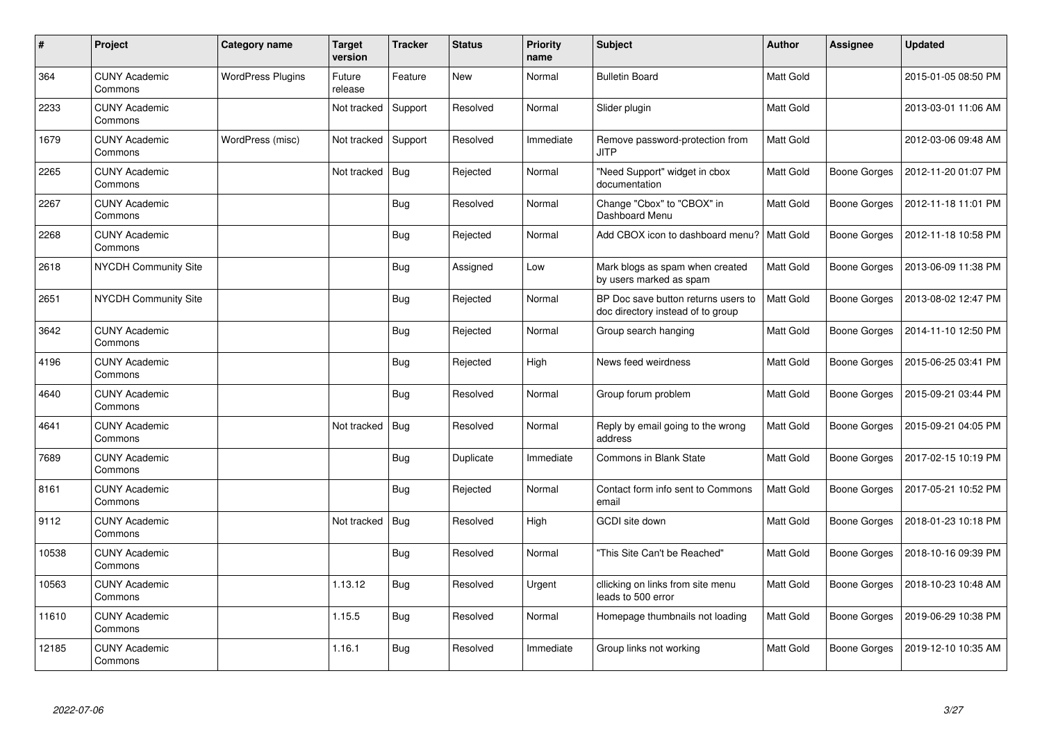| # | Project | Category name | Target version | Tracker | Status | Priority name | Subject | Author | Assignee | Updated |
|---|---|---|---|---|---|---|---|---|---|---|
| 364 | CUNY Academic Commons | WordPress Plugins | Future release | Feature | New | Normal | Bulletin Board | Matt Gold | | 2015-01-05 08:50 PM |
| 2233 | CUNY Academic Commons | | Not tracked | Support | Resolved | Normal | Slider plugin | Matt Gold | | 2013-03-01 11:06 AM |
| 1679 | CUNY Academic Commons | WordPress (misc) | Not tracked | Support | Resolved | Immediate | Remove password-protection from JITP | Matt Gold | | 2012-03-06 09:48 AM |
| 2265 | CUNY Academic Commons | | Not tracked | Bug | Rejected | Normal | "Need Support" widget in cbox documentation | Matt Gold | Boone Gorges | 2012-11-20 01:07 PM |
| 2267 | CUNY Academic Commons | | | Bug | Resolved | Normal | Change "Cbox" to "CBOX" in Dashboard Menu | Matt Gold | Boone Gorges | 2012-11-18 11:01 PM |
| 2268 | CUNY Academic Commons | | | Bug | Rejected | Normal | Add CBOX icon to dashboard menu? | Matt Gold | Boone Gorges | 2012-11-18 10:58 PM |
| 2618 | NYCDH Community Site | | | Bug | Assigned | Low | Mark blogs as spam when created by users marked as spam | Matt Gold | Boone Gorges | 2013-06-09 11:38 PM |
| 2651 | NYCDH Community Site | | | Bug | Rejected | Normal | BP Doc save button returns users to doc directory instead of to group | Matt Gold | Boone Gorges | 2013-08-02 12:47 PM |
| 3642 | CUNY Academic Commons | | | Bug | Rejected | Normal | Group search hanging | Matt Gold | Boone Gorges | 2014-11-10 12:50 PM |
| 4196 | CUNY Academic Commons | | | Bug | Rejected | High | News feed weirdness | Matt Gold | Boone Gorges | 2015-06-25 03:41 PM |
| 4640 | CUNY Academic Commons | | | Bug | Resolved | Normal | Group forum problem | Matt Gold | Boone Gorges | 2015-09-21 03:44 PM |
| 4641 | CUNY Academic Commons | | Not tracked | Bug | Resolved | Normal | Reply by email going to the wrong address | Matt Gold | Boone Gorges | 2015-09-21 04:05 PM |
| 7689 | CUNY Academic Commons | | | Bug | Duplicate | Immediate | Commons in Blank State | Matt Gold | Boone Gorges | 2017-02-15 10:19 PM |
| 8161 | CUNY Academic Commons | | | Bug | Rejected | Normal | Contact form info sent to Commons email | Matt Gold | Boone Gorges | 2017-05-21 10:52 PM |
| 9112 | CUNY Academic Commons | | Not tracked | Bug | Resolved | High | GCDI site down | Matt Gold | Boone Gorges | 2018-01-23 10:18 PM |
| 10538 | CUNY Academic Commons | | | Bug | Resolved | Normal | "This Site Can't be Reached" | Matt Gold | Boone Gorges | 2018-10-16 09:39 PM |
| 10563 | CUNY Academic Commons | | 1.13.12 | Bug | Resolved | Urgent | cllicking on links from site menu leads to 500 error | Matt Gold | Boone Gorges | 2018-10-23 10:48 AM |
| 11610 | CUNY Academic Commons | | 1.15.5 | Bug | Resolved | Normal | Homepage thumbnails not loading | Matt Gold | Boone Gorges | 2019-06-29 10:38 PM |
| 12185 | CUNY Academic Commons | | 1.16.1 | Bug | Resolved | Immediate | Group links not working | Matt Gold | Boone Gorges | 2019-12-10 10:35 AM |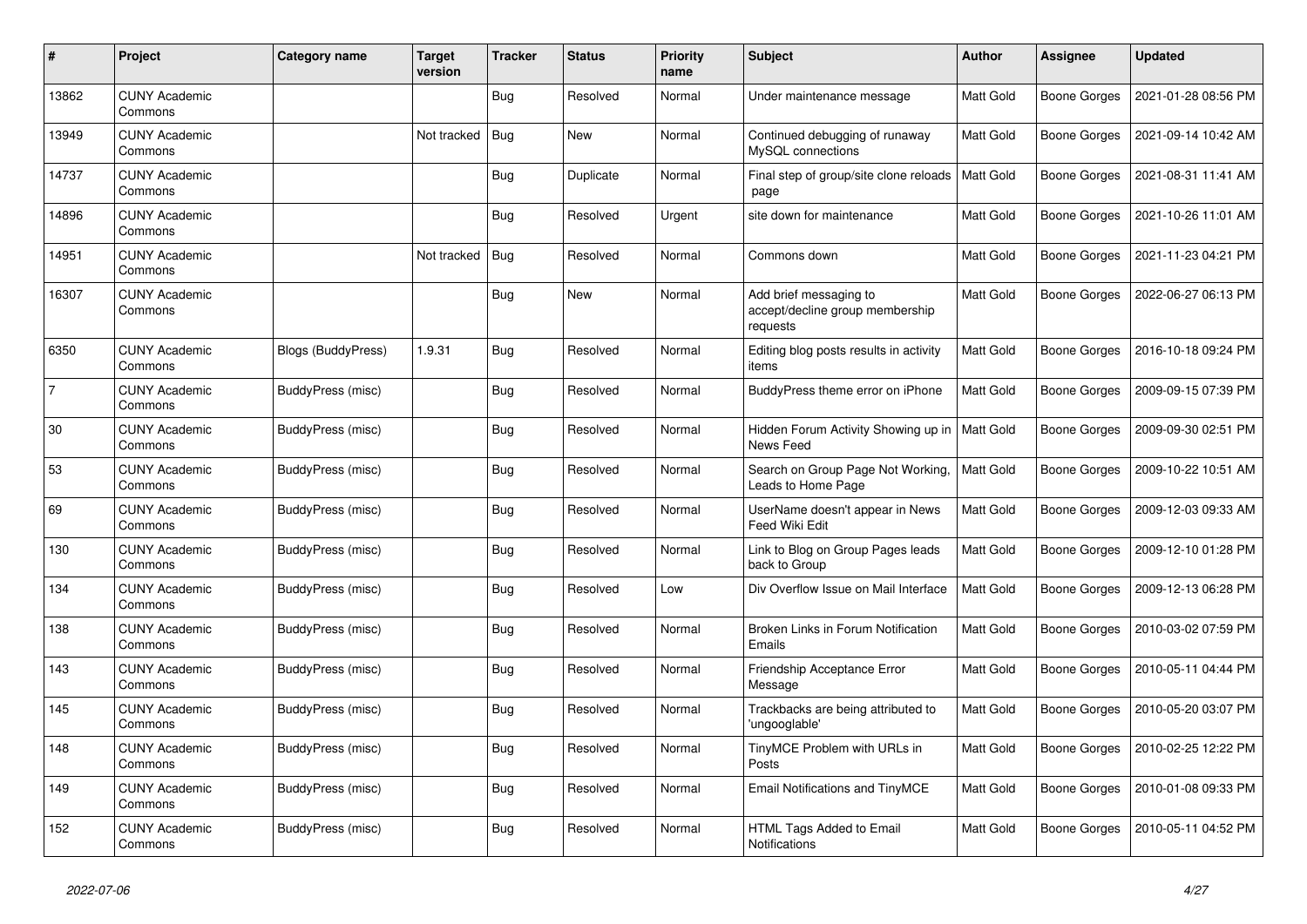| # | Project | Category name | Target version | Tracker | Status | Priority name | Subject | Author | Assignee | Updated |
|---|---|---|---|---|---|---|---|---|---|---|
| 13862 | CUNY Academic Commons | | | Bug | Resolved | Normal | Under maintenance message | Matt Gold | Boone Gorges | 2021-01-28 08:56 PM |
| 13949 | CUNY Academic Commons | | Not tracked | Bug | New | Normal | Continued debugging of runaway MySQL connections | Matt Gold | Boone Gorges | 2021-09-14 10:42 AM |
| 14737 | CUNY Academic Commons | | | Bug | Duplicate | Normal | Final step of group/site clone reloads page | Matt Gold | Boone Gorges | 2021-08-31 11:41 AM |
| 14896 | CUNY Academic Commons | | | Bug | Resolved | Urgent | site down for maintenance | Matt Gold | Boone Gorges | 2021-10-26 11:01 AM |
| 14951 | CUNY Academic Commons | | Not tracked | Bug | Resolved | Normal | Commons down | Matt Gold | Boone Gorges | 2021-11-23 04:21 PM |
| 16307 | CUNY Academic Commons | | | Bug | New | Normal | Add brief messaging to accept/decline group membership requests | Matt Gold | Boone Gorges | 2022-06-27 06:13 PM |
| 6350 | CUNY Academic Commons | Blogs (BuddyPress) | 1.9.31 | Bug | Resolved | Normal | Editing blog posts results in activity items | Matt Gold | Boone Gorges | 2016-10-18 09:24 PM |
| 7 | CUNY Academic Commons | BuddyPress (misc) | | Bug | Resolved | Normal | BuddyPress theme error on iPhone | Matt Gold | Boone Gorges | 2009-09-15 07:39 PM |
| 30 | CUNY Academic Commons | BuddyPress (misc) | | Bug | Resolved | Normal | Hidden Forum Activity Showing up in News Feed | Matt Gold | Boone Gorges | 2009-09-30 02:51 PM |
| 53 | CUNY Academic Commons | BuddyPress (misc) | | Bug | Resolved | Normal | Search on Group Page Not Working, Leads to Home Page | Matt Gold | Boone Gorges | 2009-10-22 10:51 AM |
| 69 | CUNY Academic Commons | BuddyPress (misc) | | Bug | Resolved | Normal | UserName doesn't appear in News Feed Wiki Edit | Matt Gold | Boone Gorges | 2009-12-03 09:33 AM |
| 130 | CUNY Academic Commons | BuddyPress (misc) | | Bug | Resolved | Normal | Link to Blog on Group Pages leads back to Group | Matt Gold | Boone Gorges | 2009-12-10 01:28 PM |
| 134 | CUNY Academic Commons | BuddyPress (misc) | | Bug | Resolved | Low | Div Overflow Issue on Mail Interface | Matt Gold | Boone Gorges | 2009-12-13 06:28 PM |
| 138 | CUNY Academic Commons | BuddyPress (misc) | | Bug | Resolved | Normal | Broken Links in Forum Notification Emails | Matt Gold | Boone Gorges | 2010-03-02 07:59 PM |
| 143 | CUNY Academic Commons | BuddyPress (misc) | | Bug | Resolved | Normal | Friendship Acceptance Error Message | Matt Gold | Boone Gorges | 2010-05-11 04:44 PM |
| 145 | CUNY Academic Commons | BuddyPress (misc) | | Bug | Resolved | Normal | Trackbacks are being attributed to 'ungooglable' | Matt Gold | Boone Gorges | 2010-05-20 03:07 PM |
| 148 | CUNY Academic Commons | BuddyPress (misc) | | Bug | Resolved | Normal | TinyMCE Problem with URLs in Posts | Matt Gold | Boone Gorges | 2010-02-25 12:22 PM |
| 149 | CUNY Academic Commons | BuddyPress (misc) | | Bug | Resolved | Normal | Email Notifications and TinyMCE | Matt Gold | Boone Gorges | 2010-01-08 09:33 PM |
| 152 | CUNY Academic Commons | BuddyPress (misc) | | Bug | Resolved | Normal | HTML Tags Added to Email Notifications | Matt Gold | Boone Gorges | 2010-05-11 04:52 PM |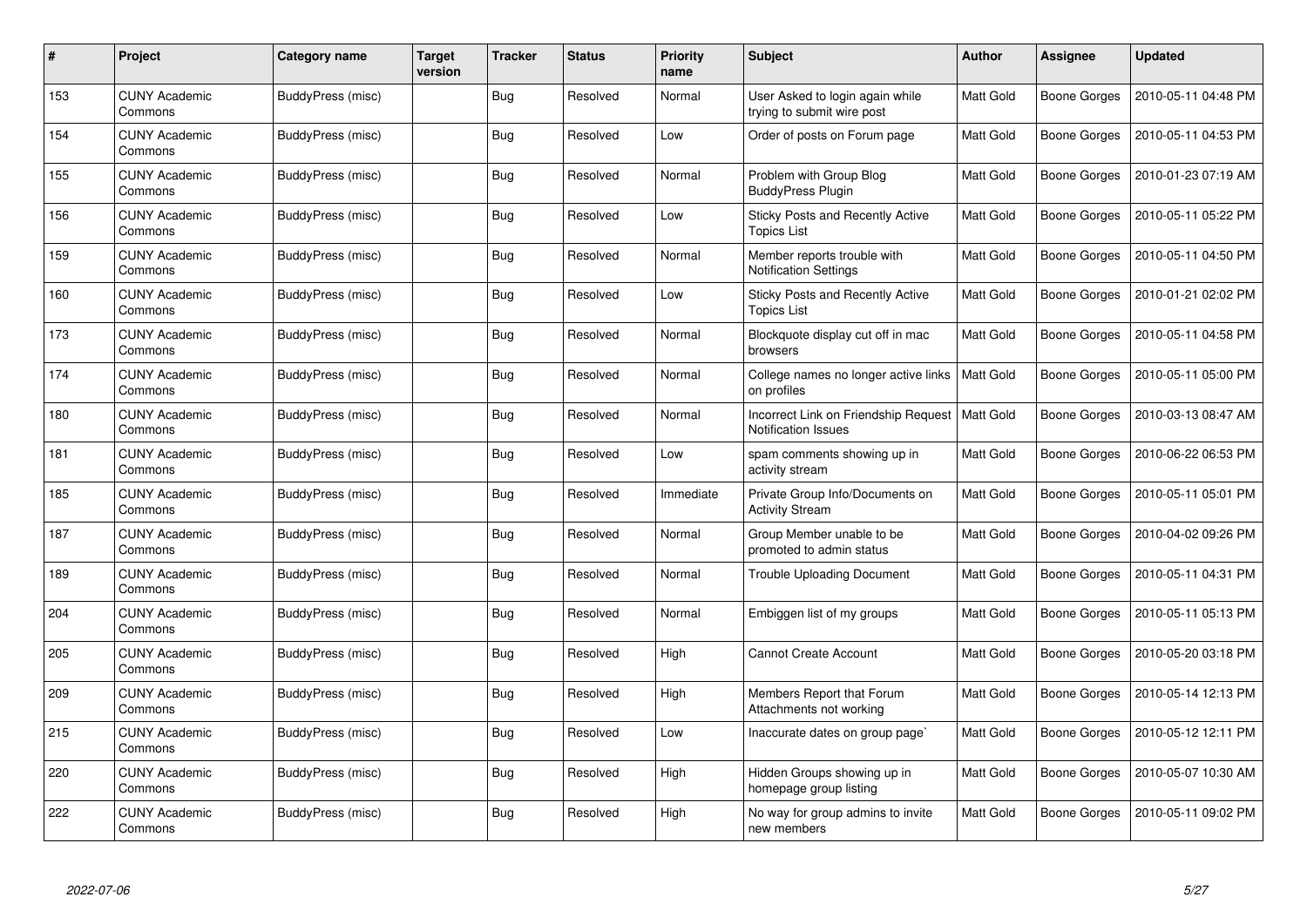| # | Project | Category name | Target version | Tracker | Status | Priority name | Subject | Author | Assignee | Updated |
|---|---|---|---|---|---|---|---|---|---|---|
| 153 | CUNY Academic Commons | BuddyPress (misc) | | Bug | Resolved | Normal | User Asked to login again while trying to submit wire post | Matt Gold | Boone Gorges | 2010-05-11 04:48 PM |
| 154 | CUNY Academic Commons | BuddyPress (misc) | | Bug | Resolved | Low | Order of posts on Forum page | Matt Gold | Boone Gorges | 2010-05-11 04:53 PM |
| 155 | CUNY Academic Commons | BuddyPress (misc) | | Bug | Resolved | Normal | Problem with Group Blog BuddyPress Plugin | Matt Gold | Boone Gorges | 2010-01-23 07:19 AM |
| 156 | CUNY Academic Commons | BuddyPress (misc) | | Bug | Resolved | Low | Sticky Posts and Recently Active Topics List | Matt Gold | Boone Gorges | 2010-05-11 05:22 PM |
| 159 | CUNY Academic Commons | BuddyPress (misc) | | Bug | Resolved | Normal | Member reports trouble with Notification Settings | Matt Gold | Boone Gorges | 2010-05-11 04:50 PM |
| 160 | CUNY Academic Commons | BuddyPress (misc) | | Bug | Resolved | Low | Sticky Posts and Recently Active Topics List | Matt Gold | Boone Gorges | 2010-01-21 02:02 PM |
| 173 | CUNY Academic Commons | BuddyPress (misc) | | Bug | Resolved | Normal | Blockquote display cut off in mac browsers | Matt Gold | Boone Gorges | 2010-05-11 04:58 PM |
| 174 | CUNY Academic Commons | BuddyPress (misc) | | Bug | Resolved | Normal | College names no longer active links on profiles | Matt Gold | Boone Gorges | 2010-05-11 05:00 PM |
| 180 | CUNY Academic Commons | BuddyPress (misc) | | Bug | Resolved | Normal | Incorrect Link on Friendship Request Notification Issues | Matt Gold | Boone Gorges | 2010-03-13 08:47 AM |
| 181 | CUNY Academic Commons | BuddyPress (misc) | | Bug | Resolved | Low | spam comments showing up in activity stream | Matt Gold | Boone Gorges | 2010-06-22 06:53 PM |
| 185 | CUNY Academic Commons | BuddyPress (misc) | | Bug | Resolved | Immediate | Private Group Info/Documents on Activity Stream | Matt Gold | Boone Gorges | 2010-05-11 05:01 PM |
| 187 | CUNY Academic Commons | BuddyPress (misc) | | Bug | Resolved | Normal | Group Member unable to be promoted to admin status | Matt Gold | Boone Gorges | 2010-04-02 09:26 PM |
| 189 | CUNY Academic Commons | BuddyPress (misc) | | Bug | Resolved | Normal | Trouble Uploading Document | Matt Gold | Boone Gorges | 2010-05-11 04:31 PM |
| 204 | CUNY Academic Commons | BuddyPress (misc) | | Bug | Resolved | Normal | Embiggen list of my groups | Matt Gold | Boone Gorges | 2010-05-11 05:13 PM |
| 205 | CUNY Academic Commons | BuddyPress (misc) | | Bug | Resolved | High | Cannot Create Account | Matt Gold | Boone Gorges | 2010-05-20 03:18 PM |
| 209 | CUNY Academic Commons | BuddyPress (misc) | | Bug | Resolved | High | Members Report that Forum Attachments not working | Matt Gold | Boone Gorges | 2010-05-14 12:13 PM |
| 215 | CUNY Academic Commons | BuddyPress (misc) | | Bug | Resolved | Low | Inaccurate dates on group page` | Matt Gold | Boone Gorges | 2010-05-12 12:11 PM |
| 220 | CUNY Academic Commons | BuddyPress (misc) | | Bug | Resolved | High | Hidden Groups showing up in homepage group listing | Matt Gold | Boone Gorges | 2010-05-07 10:30 AM |
| 222 | CUNY Academic Commons | BuddyPress (misc) | | Bug | Resolved | High | No way for group admins to invite new members | Matt Gold | Boone Gorges | 2010-05-11 09:02 PM |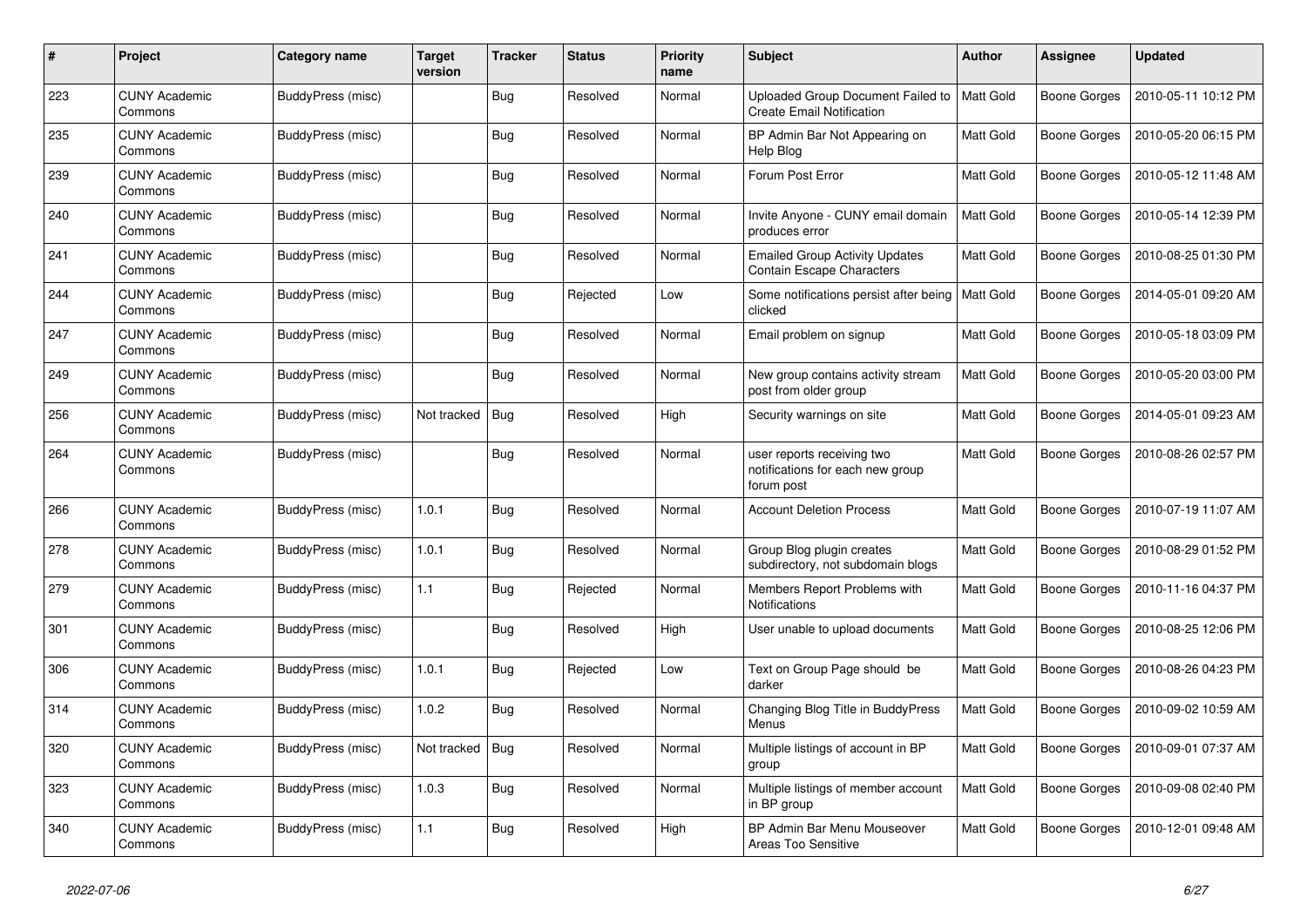| # | Project | Category name | Target version | Tracker | Status | Priority name | Subject | Author | Assignee | Updated |
|---|---|---|---|---|---|---|---|---|---|---|
| 223 | CUNY Academic Commons | BuddyPress (misc) | | Bug | Resolved | Normal | Uploaded Group Document Failed to Create Email Notification | Matt Gold | Boone Gorges | 2010-05-11 10:12 PM |
| 235 | CUNY Academic Commons | BuddyPress (misc) | | Bug | Resolved | Normal | BP Admin Bar Not Appearing on Help Blog | Matt Gold | Boone Gorges | 2010-05-20 06:15 PM |
| 239 | CUNY Academic Commons | BuddyPress (misc) | | Bug | Resolved | Normal | Forum Post Error | Matt Gold | Boone Gorges | 2010-05-12 11:48 AM |
| 240 | CUNY Academic Commons | BuddyPress (misc) | | Bug | Resolved | Normal | Invite Anyone - CUNY email domain produces error | Matt Gold | Boone Gorges | 2010-05-14 12:39 PM |
| 241 | CUNY Academic Commons | BuddyPress (misc) | | Bug | Resolved | Normal | Emailed Group Activity Updates Contain Escape Characters | Matt Gold | Boone Gorges | 2010-08-25 01:30 PM |
| 244 | CUNY Academic Commons | BuddyPress (misc) | | Bug | Rejected | Low | Some notifications persist after being clicked | Matt Gold | Boone Gorges | 2014-05-01 09:20 AM |
| 247 | CUNY Academic Commons | BuddyPress (misc) | | Bug | Resolved | Normal | Email problem on signup | Matt Gold | Boone Gorges | 2010-05-18 03:09 PM |
| 249 | CUNY Academic Commons | BuddyPress (misc) | | Bug | Resolved | Normal | New group contains activity stream post from older group | Matt Gold | Boone Gorges | 2010-05-20 03:00 PM |
| 256 | CUNY Academic Commons | BuddyPress (misc) | Not tracked | Bug | Resolved | High | Security warnings on site | Matt Gold | Boone Gorges | 2014-05-01 09:23 AM |
| 264 | CUNY Academic Commons | BuddyPress (misc) | | Bug | Resolved | Normal | user reports receiving two notifications for each new group forum post | Matt Gold | Boone Gorges | 2010-08-26 02:57 PM |
| 266 | CUNY Academic Commons | BuddyPress (misc) | 1.0.1 | Bug | Resolved | Normal | Account Deletion Process | Matt Gold | Boone Gorges | 2010-07-19 11:07 AM |
| 278 | CUNY Academic Commons | BuddyPress (misc) | 1.0.1 | Bug | Resolved | Normal | Group Blog plugin creates subdirectory, not subdomain blogs | Matt Gold | Boone Gorges | 2010-08-29 01:52 PM |
| 279 | CUNY Academic Commons | BuddyPress (misc) | 1.1 | Bug | Rejected | Normal | Members Report Problems with Notifications | Matt Gold | Boone Gorges | 2010-11-16 04:37 PM |
| 301 | CUNY Academic Commons | BuddyPress (misc) | | Bug | Resolved | High | User unable to upload documents | Matt Gold | Boone Gorges | 2010-08-25 12:06 PM |
| 306 | CUNY Academic Commons | BuddyPress (misc) | 1.0.1 | Bug | Rejected | Low | Text on Group Page should be darker | Matt Gold | Boone Gorges | 2010-08-26 04:23 PM |
| 314 | CUNY Academic Commons | BuddyPress (misc) | 1.0.2 | Bug | Resolved | Normal | Changing Blog Title in BuddyPress Menus | Matt Gold | Boone Gorges | 2010-09-02 10:59 AM |
| 320 | CUNY Academic Commons | BuddyPress (misc) | Not tracked | Bug | Resolved | Normal | Multiple listings of account in BP group | Matt Gold | Boone Gorges | 2010-09-01 07:37 AM |
| 323 | CUNY Academic Commons | BuddyPress (misc) | 1.0.3 | Bug | Resolved | Normal | Multiple listings of member account in BP group | Matt Gold | Boone Gorges | 2010-09-08 02:40 PM |
| 340 | CUNY Academic Commons | BuddyPress (misc) | 1.1 | Bug | Resolved | High | BP Admin Bar Menu Mouseover Areas Too Sensitive | Matt Gold | Boone Gorges | 2010-12-01 09:48 AM |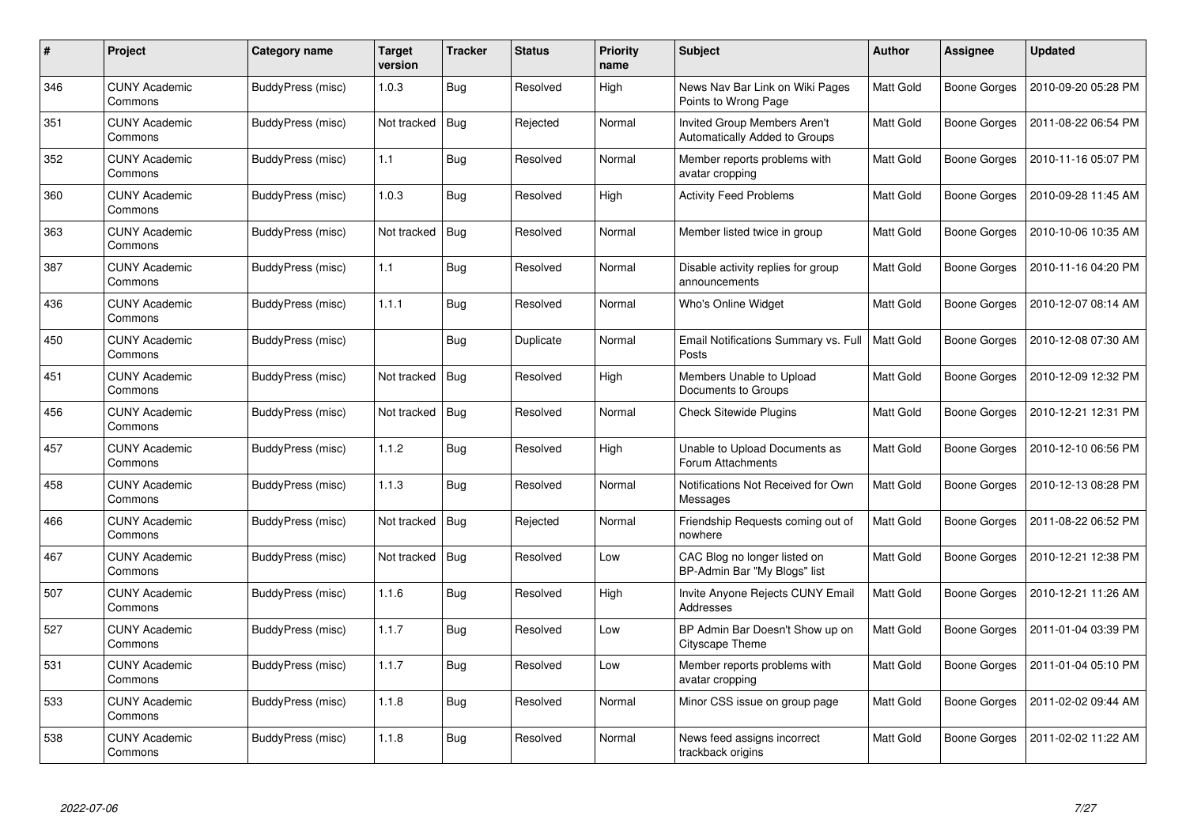| # | Project | Category name | Target version | Tracker | Status | Priority name | Subject | Author | Assignee | Updated |
|---|---|---|---|---|---|---|---|---|---|---|
| 346 | CUNY Academic Commons | BuddyPress (misc) | 1.0.3 | Bug | Resolved | High | News Nav Bar Link on Wiki Pages Points to Wrong Page | Matt Gold | Boone Gorges | 2010-09-20 05:28 PM |
| 351 | CUNY Academic Commons | BuddyPress (misc) | Not tracked | Bug | Rejected | Normal | Invited Group Members Aren't Automatically Added to Groups | Matt Gold | Boone Gorges | 2011-08-22 06:54 PM |
| 352 | CUNY Academic Commons | BuddyPress (misc) | 1.1 | Bug | Resolved | Normal | Member reports problems with avatar cropping | Matt Gold | Boone Gorges | 2010-11-16 05:07 PM |
| 360 | CUNY Academic Commons | BuddyPress (misc) | 1.0.3 | Bug | Resolved | High | Activity Feed Problems | Matt Gold | Boone Gorges | 2010-09-28 11:45 AM |
| 363 | CUNY Academic Commons | BuddyPress (misc) | Not tracked | Bug | Resolved | Normal | Member listed twice in group | Matt Gold | Boone Gorges | 2010-10-06 10:35 AM |
| 387 | CUNY Academic Commons | BuddyPress (misc) | 1.1 | Bug | Resolved | Normal | Disable activity replies for group announcements | Matt Gold | Boone Gorges | 2010-11-16 04:20 PM |
| 436 | CUNY Academic Commons | BuddyPress (misc) | 1.1.1 | Bug | Resolved | Normal | Who's Online Widget | Matt Gold | Boone Gorges | 2010-12-07 08:14 AM |
| 450 | CUNY Academic Commons | BuddyPress (misc) | | Bug | Duplicate | Normal | Email Notifications Summary vs. Full Posts | Matt Gold | Boone Gorges | 2010-12-08 07:30 AM |
| 451 | CUNY Academic Commons | BuddyPress (misc) | Not tracked | Bug | Resolved | High | Members Unable to Upload Documents to Groups | Matt Gold | Boone Gorges | 2010-12-09 12:32 PM |
| 456 | CUNY Academic Commons | BuddyPress (misc) | Not tracked | Bug | Resolved | Normal | Check Sitewide Plugins | Matt Gold | Boone Gorges | 2010-12-21 12:31 PM |
| 457 | CUNY Academic Commons | BuddyPress (misc) | 1.1.2 | Bug | Resolved | High | Unable to Upload Documents as Forum Attachments | Matt Gold | Boone Gorges | 2010-12-10 06:56 PM |
| 458 | CUNY Academic Commons | BuddyPress (misc) | 1.1.3 | Bug | Resolved | Normal | Notifications Not Received for Own Messages | Matt Gold | Boone Gorges | 2010-12-13 08:28 PM |
| 466 | CUNY Academic Commons | BuddyPress (misc) | Not tracked | Bug | Rejected | Normal | Friendship Requests coming out of nowhere | Matt Gold | Boone Gorges | 2011-08-22 06:52 PM |
| 467 | CUNY Academic Commons | BuddyPress (misc) | Not tracked | Bug | Resolved | Low | CAC Blog no longer listed on BP-Admin Bar "My Blogs" list | Matt Gold | Boone Gorges | 2010-12-21 12:38 PM |
| 507 | CUNY Academic Commons | BuddyPress (misc) | 1.1.6 | Bug | Resolved | High | Invite Anyone Rejects CUNY Email Addresses | Matt Gold | Boone Gorges | 2010-12-21 11:26 AM |
| 527 | CUNY Academic Commons | BuddyPress (misc) | 1.1.7 | Bug | Resolved | Low | BP Admin Bar Doesn't Show up on Cityscape Theme | Matt Gold | Boone Gorges | 2011-01-04 03:39 PM |
| 531 | CUNY Academic Commons | BuddyPress (misc) | 1.1.7 | Bug | Resolved | Low | Member reports problems with avatar cropping | Matt Gold | Boone Gorges | 2011-01-04 05:10 PM |
| 533 | CUNY Academic Commons | BuddyPress (misc) | 1.1.8 | Bug | Resolved | Normal | Minor CSS issue on group page | Matt Gold | Boone Gorges | 2011-02-02 09:44 AM |
| 538 | CUNY Academic Commons | BuddyPress (misc) | 1.1.8 | Bug | Resolved | Normal | News feed assigns incorrect trackback origins | Matt Gold | Boone Gorges | 2011-02-02 11:22 AM |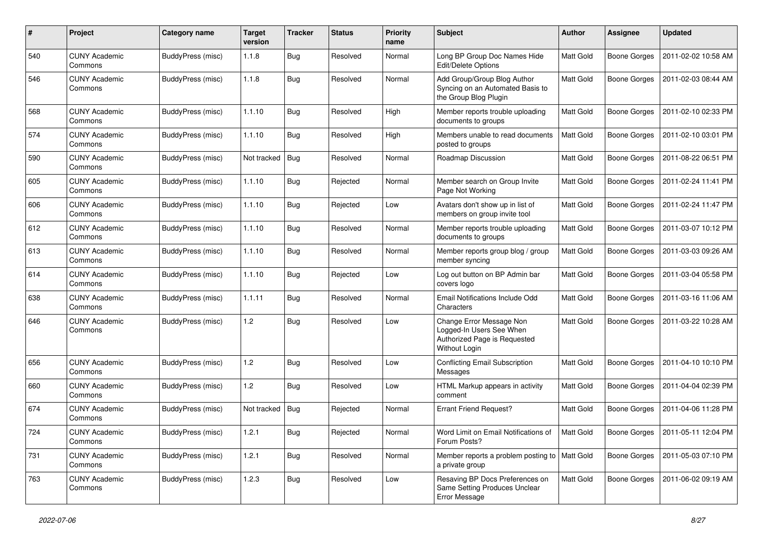| # | Project | Category name | Target version | Tracker | Status | Priority name | Subject | Author | Assignee | Updated |
|---|---|---|---|---|---|---|---|---|---|---|
| 540 | CUNY Academic Commons | BuddyPress (misc) | 1.1.8 | Bug | Resolved | Normal | Long BP Group Doc Names Hide Edit/Delete Options | Matt Gold | Boone Gorges | 2011-02-02 10:58 AM |
| 546 | CUNY Academic Commons | BuddyPress (misc) | 1.1.8 | Bug | Resolved | Normal | Add Group/Group Blog Author Syncing on an Automated Basis to the Group Blog Plugin | Matt Gold | Boone Gorges | 2011-02-03 08:44 AM |
| 568 | CUNY Academic Commons | BuddyPress (misc) | 1.1.10 | Bug | Resolved | High | Member reports trouble uploading documents to groups | Matt Gold | Boone Gorges | 2011-02-10 02:33 PM |
| 574 | CUNY Academic Commons | BuddyPress (misc) | 1.1.10 | Bug | Resolved | High | Members unable to read documents posted to groups | Matt Gold | Boone Gorges | 2011-02-10 03:01 PM |
| 590 | CUNY Academic Commons | BuddyPress (misc) | Not tracked | Bug | Resolved | Normal | Roadmap Discussion | Matt Gold | Boone Gorges | 2011-08-22 06:51 PM |
| 605 | CUNY Academic Commons | BuddyPress (misc) | 1.1.10 | Bug | Rejected | Normal | Member search on Group Invite Page Not Working | Matt Gold | Boone Gorges | 2011-02-24 11:41 PM |
| 606 | CUNY Academic Commons | BuddyPress (misc) | 1.1.10 | Bug | Rejected | Low | Avatars don't show up in list of members on group invite tool | Matt Gold | Boone Gorges | 2011-02-24 11:47 PM |
| 612 | CUNY Academic Commons | BuddyPress (misc) | 1.1.10 | Bug | Resolved | Normal | Member reports trouble uploading documents to groups | Matt Gold | Boone Gorges | 2011-03-07 10:12 PM |
| 613 | CUNY Academic Commons | BuddyPress (misc) | 1.1.10 | Bug | Resolved | Normal | Member reports group blog / group member syncing | Matt Gold | Boone Gorges | 2011-03-03 09:26 AM |
| 614 | CUNY Academic Commons | BuddyPress (misc) | 1.1.10 | Bug | Rejected | Low | Log out button on BP Admin bar covers logo | Matt Gold | Boone Gorges | 2011-03-04 05:58 PM |
| 638 | CUNY Academic Commons | BuddyPress (misc) | 1.1.11 | Bug | Resolved | Normal | Email Notifications Include Odd Characters | Matt Gold | Boone Gorges | 2011-03-16 11:06 AM |
| 646 | CUNY Academic Commons | BuddyPress (misc) | 1.2 | Bug | Resolved | Low | Change Error Message Non Logged-In Users See When Authorized Page is Requested Without Login | Matt Gold | Boone Gorges | 2011-03-22 10:28 AM |
| 656 | CUNY Academic Commons | BuddyPress (misc) | 1.2 | Bug | Resolved | Low | Conflicting Email Subscription Messages | Matt Gold | Boone Gorges | 2011-04-10 10:10 PM |
| 660 | CUNY Academic Commons | BuddyPress (misc) | 1.2 | Bug | Resolved | Low | HTML Markup appears in activity comment | Matt Gold | Boone Gorges | 2011-04-04 02:39 PM |
| 674 | CUNY Academic Commons | BuddyPress (misc) | Not tracked | Bug | Rejected | Normal | Errant Friend Request? | Matt Gold | Boone Gorges | 2011-04-06 11:28 PM |
| 724 | CUNY Academic Commons | BuddyPress (misc) | 1.2.1 | Bug | Rejected | Normal | Word Limit on Email Notifications of Forum Posts? | Matt Gold | Boone Gorges | 2011-05-11 12:04 PM |
| 731 | CUNY Academic Commons | BuddyPress (misc) | 1.2.1 | Bug | Resolved | Normal | Member reports a problem posting to a private group | Matt Gold | Boone Gorges | 2011-05-03 07:10 PM |
| 763 | CUNY Academic Commons | BuddyPress (misc) | 1.2.3 | Bug | Resolved | Low | Resaving BP Docs Preferences on Same Setting Produces Unclear Error Message | Matt Gold | Boone Gorges | 2011-06-02 09:19 AM |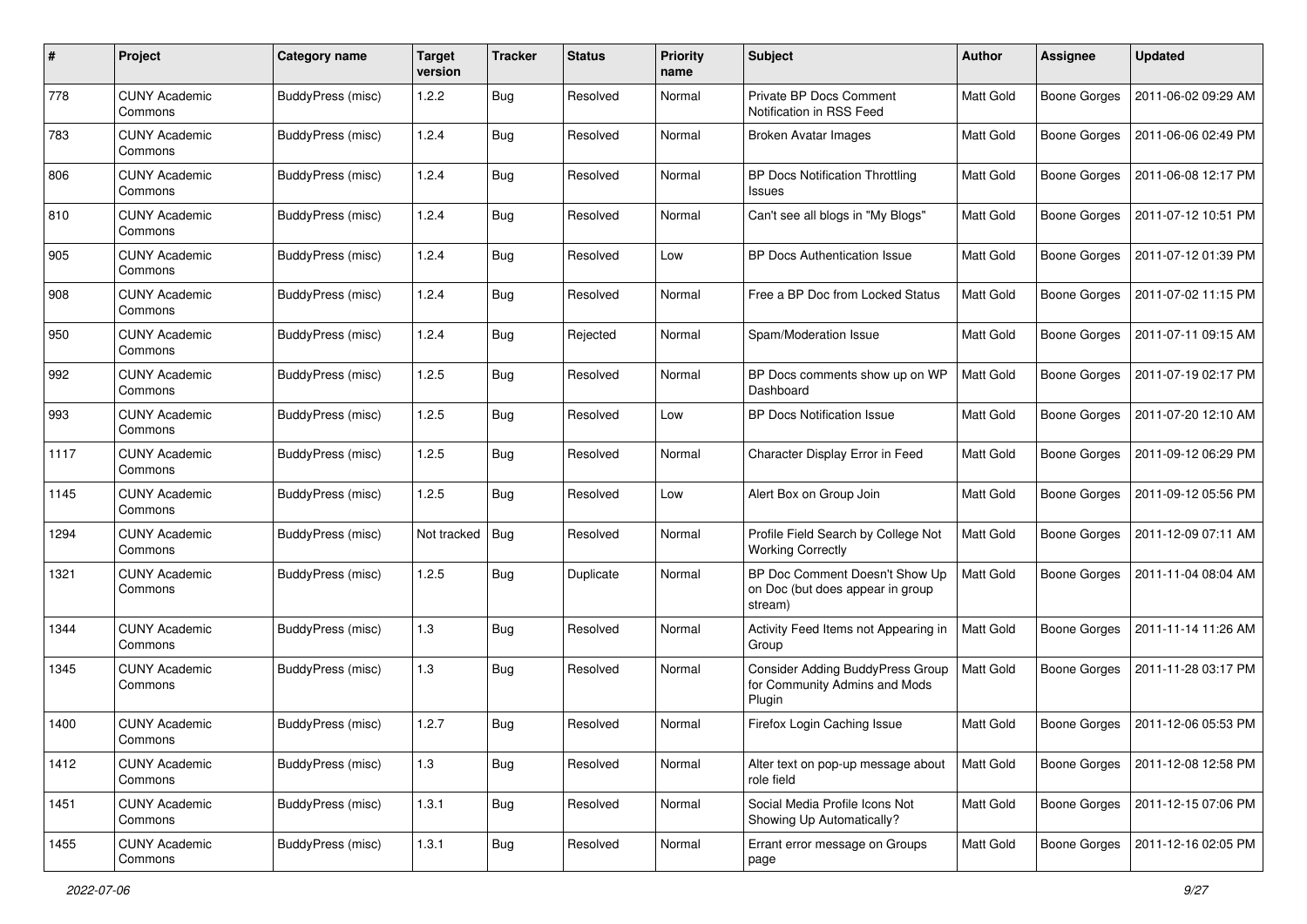| # | Project | Category name | Target version | Tracker | Status | Priority name | Subject | Author | Assignee | Updated |
|---|---|---|---|---|---|---|---|---|---|---|
| 778 | CUNY Academic Commons | BuddyPress (misc) | 1.2.2 | Bug | Resolved | Normal | Private BP Docs Comment Notification in RSS Feed | Matt Gold | Boone Gorges | 2011-06-02 09:29 AM |
| 783 | CUNY Academic Commons | BuddyPress (misc) | 1.2.4 | Bug | Resolved | Normal | Broken Avatar Images | Matt Gold | Boone Gorges | 2011-06-06 02:49 PM |
| 806 | CUNY Academic Commons | BuddyPress (misc) | 1.2.4 | Bug | Resolved | Normal | BP Docs Notification Throttling Issues | Matt Gold | Boone Gorges | 2011-06-08 12:17 PM |
| 810 | CUNY Academic Commons | BuddyPress (misc) | 1.2.4 | Bug | Resolved | Normal | Can't see all blogs in "My Blogs" | Matt Gold | Boone Gorges | 2011-07-12 10:51 PM |
| 905 | CUNY Academic Commons | BuddyPress (misc) | 1.2.4 | Bug | Resolved | Low | BP Docs Authentication Issue | Matt Gold | Boone Gorges | 2011-07-12 01:39 PM |
| 908 | CUNY Academic Commons | BuddyPress (misc) | 1.2.4 | Bug | Resolved | Normal | Free a BP Doc from Locked Status | Matt Gold | Boone Gorges | 2011-07-02 11:15 PM |
| 950 | CUNY Academic Commons | BuddyPress (misc) | 1.2.4 | Bug | Rejected | Normal | Spam/Moderation Issue | Matt Gold | Boone Gorges | 2011-07-11 09:15 AM |
| 992 | CUNY Academic Commons | BuddyPress (misc) | 1.2.5 | Bug | Resolved | Normal | BP Docs comments show up on WP Dashboard | Matt Gold | Boone Gorges | 2011-07-19 02:17 PM |
| 993 | CUNY Academic Commons | BuddyPress (misc) | 1.2.5 | Bug | Resolved | Low | BP Docs Notification Issue | Matt Gold | Boone Gorges | 2011-07-20 12:10 AM |
| 1117 | CUNY Academic Commons | BuddyPress (misc) | 1.2.5 | Bug | Resolved | Normal | Character Display Error in Feed | Matt Gold | Boone Gorges | 2011-09-12 06:29 PM |
| 1145 | CUNY Academic Commons | BuddyPress (misc) | 1.2.5 | Bug | Resolved | Low | Alert Box on Group Join | Matt Gold | Boone Gorges | 2011-09-12 05:56 PM |
| 1294 | CUNY Academic Commons | BuddyPress (misc) | Not tracked | Bug | Resolved | Normal | Profile Field Search by College Not Working Correctly | Matt Gold | Boone Gorges | 2011-12-09 07:11 AM |
| 1321 | CUNY Academic Commons | BuddyPress (misc) | 1.2.5 | Bug | Duplicate | Normal | BP Doc Comment Doesn't Show Up on Doc (but does appear in group stream) | Matt Gold | Boone Gorges | 2011-11-04 08:04 AM |
| 1344 | CUNY Academic Commons | BuddyPress (misc) | 1.3 | Bug | Resolved | Normal | Activity Feed Items not Appearing in Group | Matt Gold | Boone Gorges | 2011-11-14 11:26 AM |
| 1345 | CUNY Academic Commons | BuddyPress (misc) | 1.3 | Bug | Resolved | Normal | Consider Adding BuddyPress Group for Community Admins and Mods Plugin | Matt Gold | Boone Gorges | 2011-11-28 03:17 PM |
| 1400 | CUNY Academic Commons | BuddyPress (misc) | 1.2.7 | Bug | Resolved | Normal | Firefox Login Caching Issue | Matt Gold | Boone Gorges | 2011-12-06 05:53 PM |
| 1412 | CUNY Academic Commons | BuddyPress (misc) | 1.3 | Bug | Resolved | Normal | Alter text on pop-up message about role field | Matt Gold | Boone Gorges | 2011-12-08 12:58 PM |
| 1451 | CUNY Academic Commons | BuddyPress (misc) | 1.3.1 | Bug | Resolved | Normal | Social Media Profile Icons Not Showing Up Automatically? | Matt Gold | Boone Gorges | 2011-12-15 07:06 PM |
| 1455 | CUNY Academic Commons | BuddyPress (misc) | 1.3.1 | Bug | Resolved | Normal | Errant error message on Groups page | Matt Gold | Boone Gorges | 2011-12-16 02:05 PM |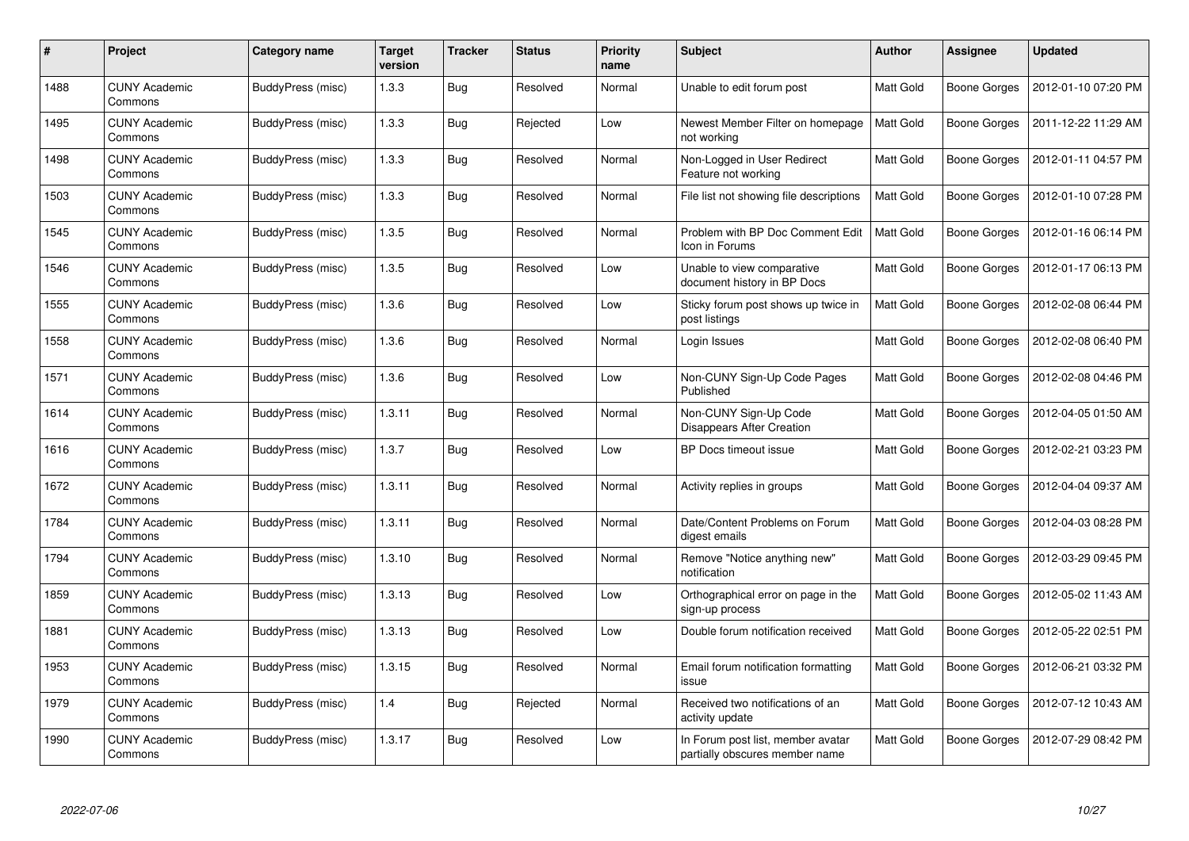| # | Project | Category name | Target version | Tracker | Status | Priority name | Subject | Author | Assignee | Updated |
|---|---|---|---|---|---|---|---|---|---|---|
| 1488 | CUNY Academic Commons | BuddyPress (misc) | 1.3.3 | Bug | Resolved | Normal | Unable to edit forum post | Matt Gold | Boone Gorges | 2012-01-10 07:20 PM |
| 1495 | CUNY Academic Commons | BuddyPress (misc) | 1.3.3 | Bug | Rejected | Low | Newest Member Filter on homepage not working | Matt Gold | Boone Gorges | 2011-12-22 11:29 AM |
| 1498 | CUNY Academic Commons | BuddyPress (misc) | 1.3.3 | Bug | Resolved | Normal | Non-Logged in User Redirect Feature not working | Matt Gold | Boone Gorges | 2012-01-11 04:57 PM |
| 1503 | CUNY Academic Commons | BuddyPress (misc) | 1.3.3 | Bug | Resolved | Normal | File list not showing file descriptions | Matt Gold | Boone Gorges | 2012-01-10 07:28 PM |
| 1545 | CUNY Academic Commons | BuddyPress (misc) | 1.3.5 | Bug | Resolved | Normal | Problem with BP Doc Comment Edit Icon in Forums | Matt Gold | Boone Gorges | 2012-01-16 06:14 PM |
| 1546 | CUNY Academic Commons | BuddyPress (misc) | 1.3.5 | Bug | Resolved | Low | Unable to view comparative document history in BP Docs | Matt Gold | Boone Gorges | 2012-01-17 06:13 PM |
| 1555 | CUNY Academic Commons | BuddyPress (misc) | 1.3.6 | Bug | Resolved | Low | Sticky forum post shows up twice in post listings | Matt Gold | Boone Gorges | 2012-02-08 06:44 PM |
| 1558 | CUNY Academic Commons | BuddyPress (misc) | 1.3.6 | Bug | Resolved | Normal | Login Issues | Matt Gold | Boone Gorges | 2012-02-08 06:40 PM |
| 1571 | CUNY Academic Commons | BuddyPress (misc) | 1.3.6 | Bug | Resolved | Low | Non-CUNY Sign-Up Code Pages Published | Matt Gold | Boone Gorges | 2012-02-08 04:46 PM |
| 1614 | CUNY Academic Commons | BuddyPress (misc) | 1.3.11 | Bug | Resolved | Normal | Non-CUNY Sign-Up Code Disappears After Creation | Matt Gold | Boone Gorges | 2012-04-05 01:50 AM |
| 1616 | CUNY Academic Commons | BuddyPress (misc) | 1.3.7 | Bug | Resolved | Low | BP Docs timeout issue | Matt Gold | Boone Gorges | 2012-02-21 03:23 PM |
| 1672 | CUNY Academic Commons | BuddyPress (misc) | 1.3.11 | Bug | Resolved | Normal | Activity replies in groups | Matt Gold | Boone Gorges | 2012-04-04 09:37 AM |
| 1784 | CUNY Academic Commons | BuddyPress (misc) | 1.3.11 | Bug | Resolved | Normal | Date/Content Problems on Forum digest emails | Matt Gold | Boone Gorges | 2012-04-03 08:28 PM |
| 1794 | CUNY Academic Commons | BuddyPress (misc) | 1.3.10 | Bug | Resolved | Normal | Remove "Notice anything new" notification | Matt Gold | Boone Gorges | 2012-03-29 09:45 PM |
| 1859 | CUNY Academic Commons | BuddyPress (misc) | 1.3.13 | Bug | Resolved | Low | Orthographical error on page in the sign-up process | Matt Gold | Boone Gorges | 2012-05-02 11:43 AM |
| 1881 | CUNY Academic Commons | BuddyPress (misc) | 1.3.13 | Bug | Resolved | Low | Double forum notification received | Matt Gold | Boone Gorges | 2012-05-22 02:51 PM |
| 1953 | CUNY Academic Commons | BuddyPress (misc) | 1.3.15 | Bug | Resolved | Normal | Email forum notification formatting issue | Matt Gold | Boone Gorges | 2012-06-21 03:32 PM |
| 1979 | CUNY Academic Commons | BuddyPress (misc) | 1.4 | Bug | Rejected | Normal | Received two notifications of an activity update | Matt Gold | Boone Gorges | 2012-07-12 10:43 AM |
| 1990 | CUNY Academic Commons | BuddyPress (misc) | 1.3.17 | Bug | Resolved | Low | In Forum post list, member avatar partially obscures member name | Matt Gold | Boone Gorges | 2012-07-29 08:42 PM |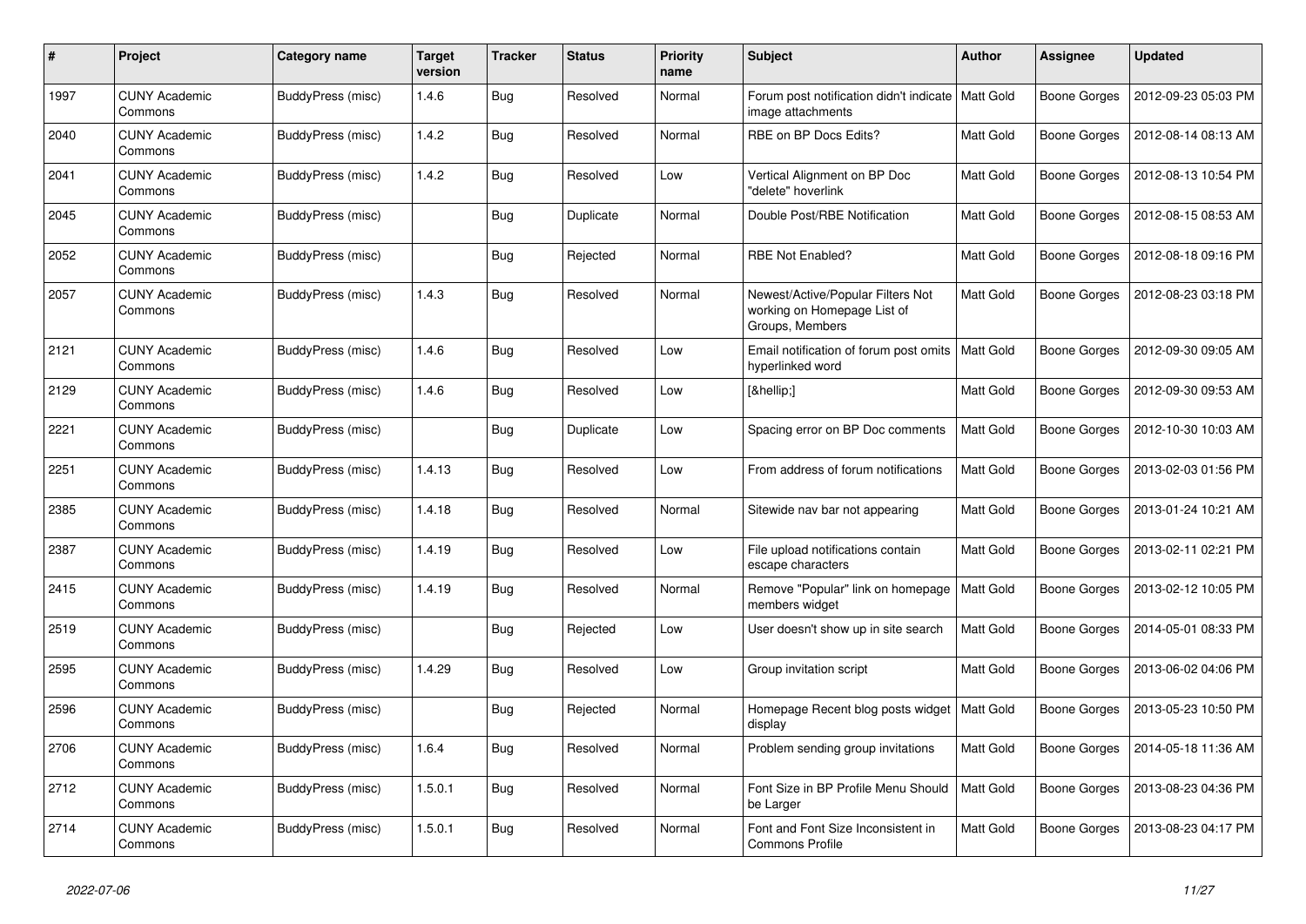| # | Project | Category name | Target version | Tracker | Status | Priority name | Subject | Author | Assignee | Updated |
|---|---|---|---|---|---|---|---|---|---|---|
| 1997 | CUNY Academic Commons | BuddyPress (misc) | 1.4.6 | Bug | Resolved | Normal | Forum post notification didn't indicate image attachments | Matt Gold | Boone Gorges | 2012-09-23 05:03 PM |
| 2040 | CUNY Academic Commons | BuddyPress (misc) | 1.4.2 | Bug | Resolved | Normal | RBE on BP Docs Edits? | Matt Gold | Boone Gorges | 2012-08-14 08:13 AM |
| 2041 | CUNY Academic Commons | BuddyPress (misc) | 1.4.2 | Bug | Resolved | Low | Vertical Alignment on BP Doc "delete" hoverlink | Matt Gold | Boone Gorges | 2012-08-13 10:54 PM |
| 2045 | CUNY Academic Commons | BuddyPress (misc) | | Bug | Duplicate | Normal | Double Post/RBE Notification | Matt Gold | Boone Gorges | 2012-08-15 08:53 AM |
| 2052 | CUNY Academic Commons | BuddyPress (misc) | | Bug | Rejected | Normal | RBE Not Enabled? | Matt Gold | Boone Gorges | 2012-08-18 09:16 PM |
| 2057 | CUNY Academic Commons | BuddyPress (misc) | 1.4.3 | Bug | Resolved | Normal | Newest/Active/Popular Filters Not working on Homepage List of Groups, Members | Matt Gold | Boone Gorges | 2012-08-23 03:18 PM |
| 2121 | CUNY Academic Commons | BuddyPress (misc) | 1.4.6 | Bug | Resolved | Low | Email notification of forum post omits hyperlinked word | Matt Gold | Boone Gorges | 2012-09-30 09:05 AM |
| 2129 | CUNY Academic Commons | BuddyPress (misc) | 1.4.6 | Bug | Resolved | Low | [&hellip;] | Matt Gold | Boone Gorges | 2012-09-30 09:53 AM |
| 2221 | CUNY Academic Commons | BuddyPress (misc) | | Bug | Duplicate | Low | Spacing error on BP Doc comments | Matt Gold | Boone Gorges | 2012-10-30 10:03 AM |
| 2251 | CUNY Academic Commons | BuddyPress (misc) | 1.4.13 | Bug | Resolved | Low | From address of forum notifications | Matt Gold | Boone Gorges | 2013-02-03 01:56 PM |
| 2385 | CUNY Academic Commons | BuddyPress (misc) | 1.4.18 | Bug | Resolved | Normal | Sitewide nav bar not appearing | Matt Gold | Boone Gorges | 2013-01-24 10:21 AM |
| 2387 | CUNY Academic Commons | BuddyPress (misc) | 1.4.19 | Bug | Resolved | Low | File upload notifications contain escape characters | Matt Gold | Boone Gorges | 2013-02-11 02:21 PM |
| 2415 | CUNY Academic Commons | BuddyPress (misc) | 1.4.19 | Bug | Resolved | Normal | Remove "Popular" link on homepage members widget | Matt Gold | Boone Gorges | 2013-02-12 10:05 PM |
| 2519 | CUNY Academic Commons | BuddyPress (misc) | | Bug | Rejected | Low | User doesn't show up in site search | Matt Gold | Boone Gorges | 2014-05-01 08:33 PM |
| 2595 | CUNY Academic Commons | BuddyPress (misc) | 1.4.29 | Bug | Resolved | Low | Group invitation script | Matt Gold | Boone Gorges | 2013-06-02 04:06 PM |
| 2596 | CUNY Academic Commons | BuddyPress (misc) | | Bug | Rejected | Normal | Homepage Recent blog posts widget display | Matt Gold | Boone Gorges | 2013-05-23 10:50 PM |
| 2706 | CUNY Academic Commons | BuddyPress (misc) | 1.6.4 | Bug | Resolved | Normal | Problem sending group invitations | Matt Gold | Boone Gorges | 2014-05-18 11:36 AM |
| 2712 | CUNY Academic Commons | BuddyPress (misc) | 1.5.0.1 | Bug | Resolved | Normal | Font Size in BP Profile Menu Should be Larger | Matt Gold | Boone Gorges | 2013-08-23 04:36 PM |
| 2714 | CUNY Academic Commons | BuddyPress (misc) | 1.5.0.1 | Bug | Resolved | Normal | Font and Font Size Inconsistent in Commons Profile | Matt Gold | Boone Gorges | 2013-08-23 04:17 PM |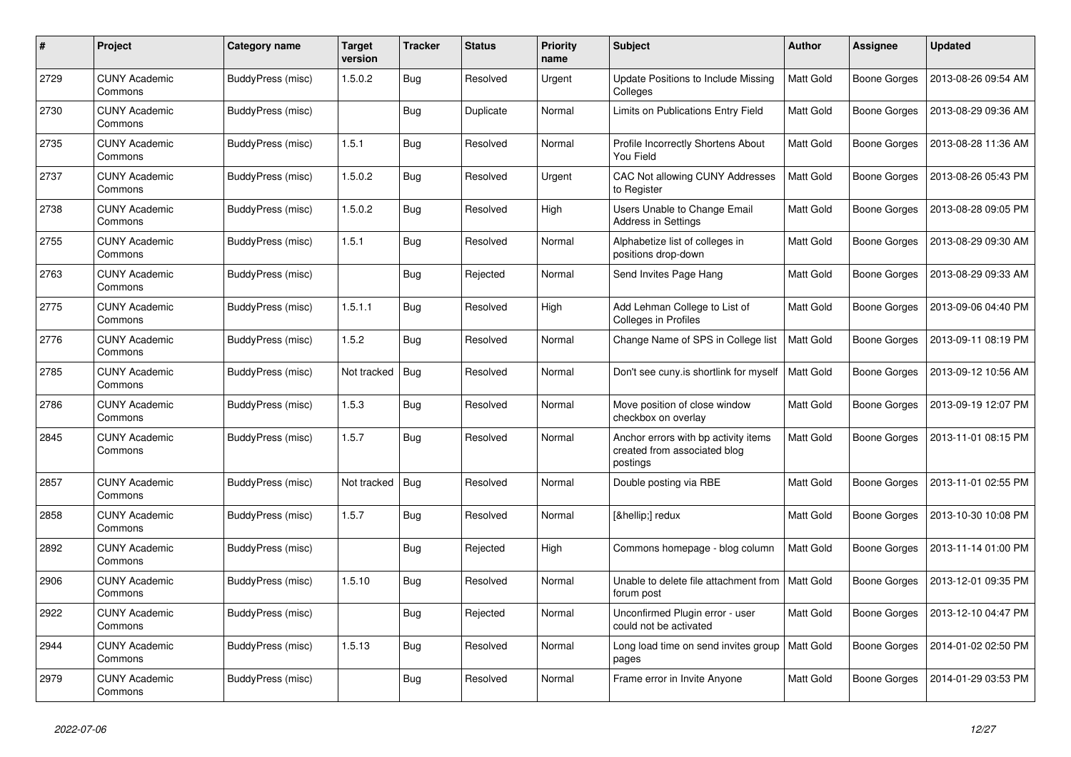| # | Project | Category name | Target version | Tracker | Status | Priority name | Subject | Author | Assignee | Updated |
|---|---|---|---|---|---|---|---|---|---|---|
| 2729 | CUNY Academic Commons | BuddyPress (misc) | 1.5.0.2 | Bug | Resolved | Urgent | Update Positions to Include Missing Colleges | Matt Gold | Boone Gorges | 2013-08-26 09:54 AM |
| 2730 | CUNY Academic Commons | BuddyPress (misc) | | Bug | Duplicate | Normal | Limits on Publications Entry Field | Matt Gold | Boone Gorges | 2013-08-29 09:36 AM |
| 2735 | CUNY Academic Commons | BuddyPress (misc) | 1.5.1 | Bug | Resolved | Normal | Profile Incorrectly Shortens About You Field | Matt Gold | Boone Gorges | 2013-08-28 11:36 AM |
| 2737 | CUNY Academic Commons | BuddyPress (misc) | 1.5.0.2 | Bug | Resolved | Urgent | CAC Not allowing CUNY Addresses to Register | Matt Gold | Boone Gorges | 2013-08-26 05:43 PM |
| 2738 | CUNY Academic Commons | BuddyPress (misc) | 1.5.0.2 | Bug | Resolved | High | Users Unable to Change Email Address in Settings | Matt Gold | Boone Gorges | 2013-08-28 09:05 PM |
| 2755 | CUNY Academic Commons | BuddyPress (misc) | 1.5.1 | Bug | Resolved | Normal | Alphabetize list of colleges in positions drop-down | Matt Gold | Boone Gorges | 2013-08-29 09:30 AM |
| 2763 | CUNY Academic Commons | BuddyPress (misc) | | Bug | Rejected | Normal | Send Invites Page Hang | Matt Gold | Boone Gorges | 2013-08-29 09:33 AM |
| 2775 | CUNY Academic Commons | BuddyPress (misc) | 1.5.1.1 | Bug | Resolved | High | Add Lehman College to List of Colleges in Profiles | Matt Gold | Boone Gorges | 2013-09-06 04:40 PM |
| 2776 | CUNY Academic Commons | BuddyPress (misc) | 1.5.2 | Bug | Resolved | Normal | Change Name of SPS in College list | Matt Gold | Boone Gorges | 2013-09-11 08:19 PM |
| 2785 | CUNY Academic Commons | BuddyPress (misc) | Not tracked | Bug | Resolved | Normal | Don't see cuny.is shortlink for myself | Matt Gold | Boone Gorges | 2013-09-12 10:56 AM |
| 2786 | CUNY Academic Commons | BuddyPress (misc) | 1.5.3 | Bug | Resolved | Normal | Move position of close window checkbox on overlay | Matt Gold | Boone Gorges | 2013-09-19 12:07 PM |
| 2845 | CUNY Academic Commons | BuddyPress (misc) | 1.5.7 | Bug | Resolved | Normal | Anchor errors with bp activity items created from associated blog postings | Matt Gold | Boone Gorges | 2013-11-01 08:15 PM |
| 2857 | CUNY Academic Commons | BuddyPress (misc) | Not tracked | Bug | Resolved | Normal | Double posting via RBE | Matt Gold | Boone Gorges | 2013-11-01 02:55 PM |
| 2858 | CUNY Academic Commons | BuddyPress (misc) | 1.5.7 | Bug | Resolved | Normal | [&hellip;] redux | Matt Gold | Boone Gorges | 2013-10-30 10:08 PM |
| 2892 | CUNY Academic Commons | BuddyPress (misc) | | Bug | Rejected | High | Commons homepage - blog column | Matt Gold | Boone Gorges | 2013-11-14 01:00 PM |
| 2906 | CUNY Academic Commons | BuddyPress (misc) | 1.5.10 | Bug | Resolved | Normal | Unable to delete file attachment from forum post | Matt Gold | Boone Gorges | 2013-12-01 09:35 PM |
| 2922 | CUNY Academic Commons | BuddyPress (misc) | | Bug | Rejected | Normal | Unconfirmed Plugin error - user could not be activated | Matt Gold | Boone Gorges | 2013-12-10 04:47 PM |
| 2944 | CUNY Academic Commons | BuddyPress (misc) | 1.5.13 | Bug | Resolved | Normal | Long load time on send invites group pages | Matt Gold | Boone Gorges | 2014-01-02 02:50 PM |
| 2979 | CUNY Academic Commons | BuddyPress (misc) | | Bug | Resolved | Normal | Frame error in Invite Anyone | Matt Gold | Boone Gorges | 2014-01-29 03:53 PM |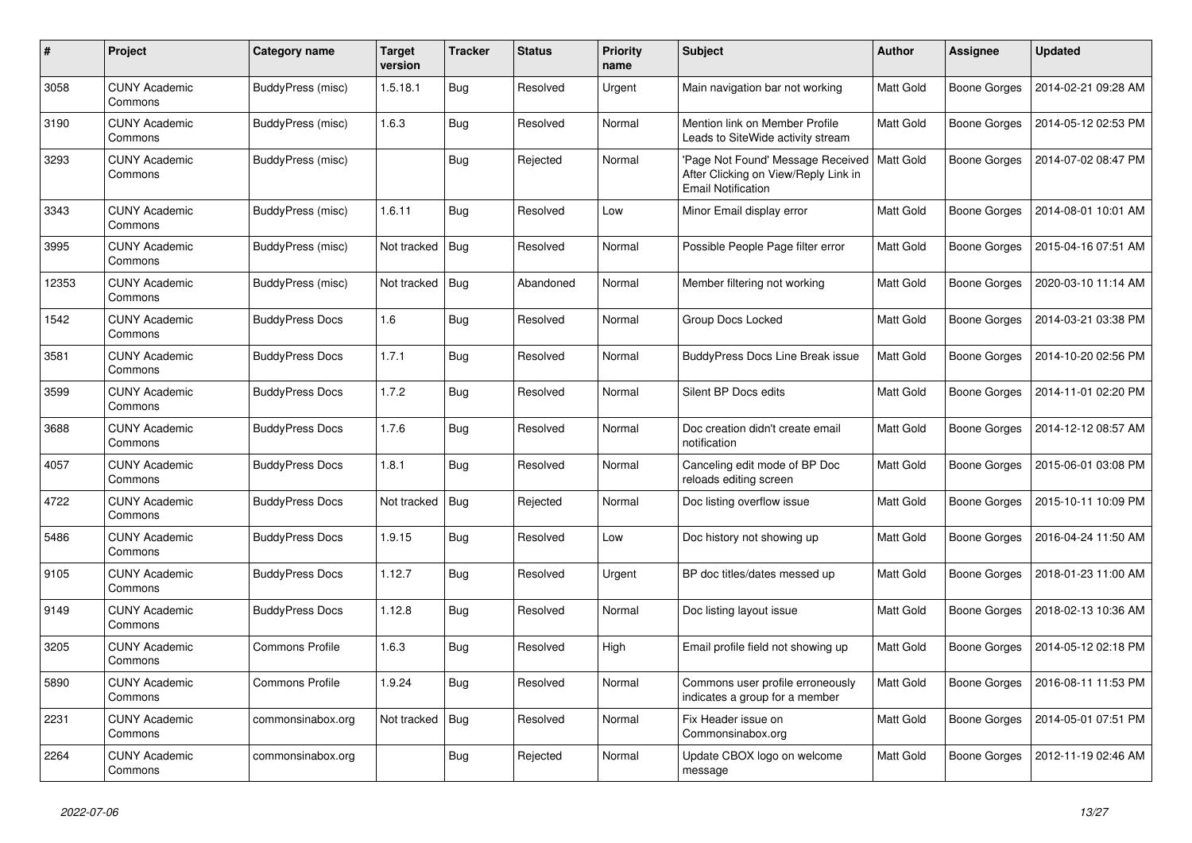| # | Project | Category name | Target version | Tracker | Status | Priority name | Subject | Author | Assignee | Updated |
|---|---|---|---|---|---|---|---|---|---|---|
| 3058 | CUNY Academic Commons | BuddyPress (misc) | 1.5.18.1 | Bug | Resolved | Urgent | Main navigation bar not working | Matt Gold | Boone Gorges | 2014-02-21 09:28 AM |
| 3190 | CUNY Academic Commons | BuddyPress (misc) | 1.6.3 | Bug | Resolved | Normal | Mention link on Member Profile Leads to SiteWide activity stream | Matt Gold | Boone Gorges | 2014-05-12 02:53 PM |
| 3293 | CUNY Academic Commons | BuddyPress (misc) | | Bug | Rejected | Normal | 'Page Not Found' Message Received After Clicking on View/Reply Link in Email Notification | Matt Gold | Boone Gorges | 2014-07-02 08:47 PM |
| 3343 | CUNY Academic Commons | BuddyPress (misc) | 1.6.11 | Bug | Resolved | Low | Minor Email display error | Matt Gold | Boone Gorges | 2014-08-01 10:01 AM |
| 3995 | CUNY Academic Commons | BuddyPress (misc) | Not tracked | Bug | Resolved | Normal | Possible People Page filter error | Matt Gold | Boone Gorges | 2015-04-16 07:51 AM |
| 12353 | CUNY Academic Commons | BuddyPress (misc) | Not tracked | Bug | Abandoned | Normal | Member filtering not working | Matt Gold | Boone Gorges | 2020-03-10 11:14 AM |
| 1542 | CUNY Academic Commons | BuddyPress Docs | 1.6 | Bug | Resolved | Normal | Group Docs Locked | Matt Gold | Boone Gorges | 2014-03-21 03:38 PM |
| 3581 | CUNY Academic Commons | BuddyPress Docs | 1.7.1 | Bug | Resolved | Normal | BuddyPress Docs Line Break issue | Matt Gold | Boone Gorges | 2014-10-20 02:56 PM |
| 3599 | CUNY Academic Commons | BuddyPress Docs | 1.7.2 | Bug | Resolved | Normal | Silent BP Docs edits | Matt Gold | Boone Gorges | 2014-11-01 02:20 PM |
| 3688 | CUNY Academic Commons | BuddyPress Docs | 1.7.6 | Bug | Resolved | Normal | Doc creation didn't create email notification | Matt Gold | Boone Gorges | 2014-12-12 08:57 AM |
| 4057 | CUNY Academic Commons | BuddyPress Docs | 1.8.1 | Bug | Resolved | Normal | Canceling edit mode of BP Doc reloads editing screen | Matt Gold | Boone Gorges | 2015-06-01 03:08 PM |
| 4722 | CUNY Academic Commons | BuddyPress Docs | Not tracked | Bug | Rejected | Normal | Doc listing overflow issue | Matt Gold | Boone Gorges | 2015-10-11 10:09 PM |
| 5486 | CUNY Academic Commons | BuddyPress Docs | 1.9.15 | Bug | Resolved | Low | Doc history not showing up | Matt Gold | Boone Gorges | 2016-04-24 11:50 AM |
| 9105 | CUNY Academic Commons | BuddyPress Docs | 1.12.7 | Bug | Resolved | Urgent | BP doc titles/dates messed up | Matt Gold | Boone Gorges | 2018-01-23 11:00 AM |
| 9149 | CUNY Academic Commons | BuddyPress Docs | 1.12.8 | Bug | Resolved | Normal | Doc listing layout issue | Matt Gold | Boone Gorges | 2018-02-13 10:36 AM |
| 3205 | CUNY Academic Commons | Commons Profile | 1.6.3 | Bug | Resolved | High | Email profile field not showing up | Matt Gold | Boone Gorges | 2014-05-12 02:18 PM |
| 5890 | CUNY Academic Commons | Commons Profile | 1.9.24 | Bug | Resolved | Normal | Commons user profile erroneously indicates a group for a member | Matt Gold | Boone Gorges | 2016-08-11 11:53 PM |
| 2231 | CUNY Academic Commons | commonsinabox.org | Not tracked | Bug | Resolved | Normal | Fix Header issue on Commonsinabox.org | Matt Gold | Boone Gorges | 2014-05-01 07:51 PM |
| 2264 | CUNY Academic Commons | commonsinabox.org | | Bug | Rejected | Normal | Update CBOX logo on welcome message | Matt Gold | Boone Gorges | 2012-11-19 02:46 AM |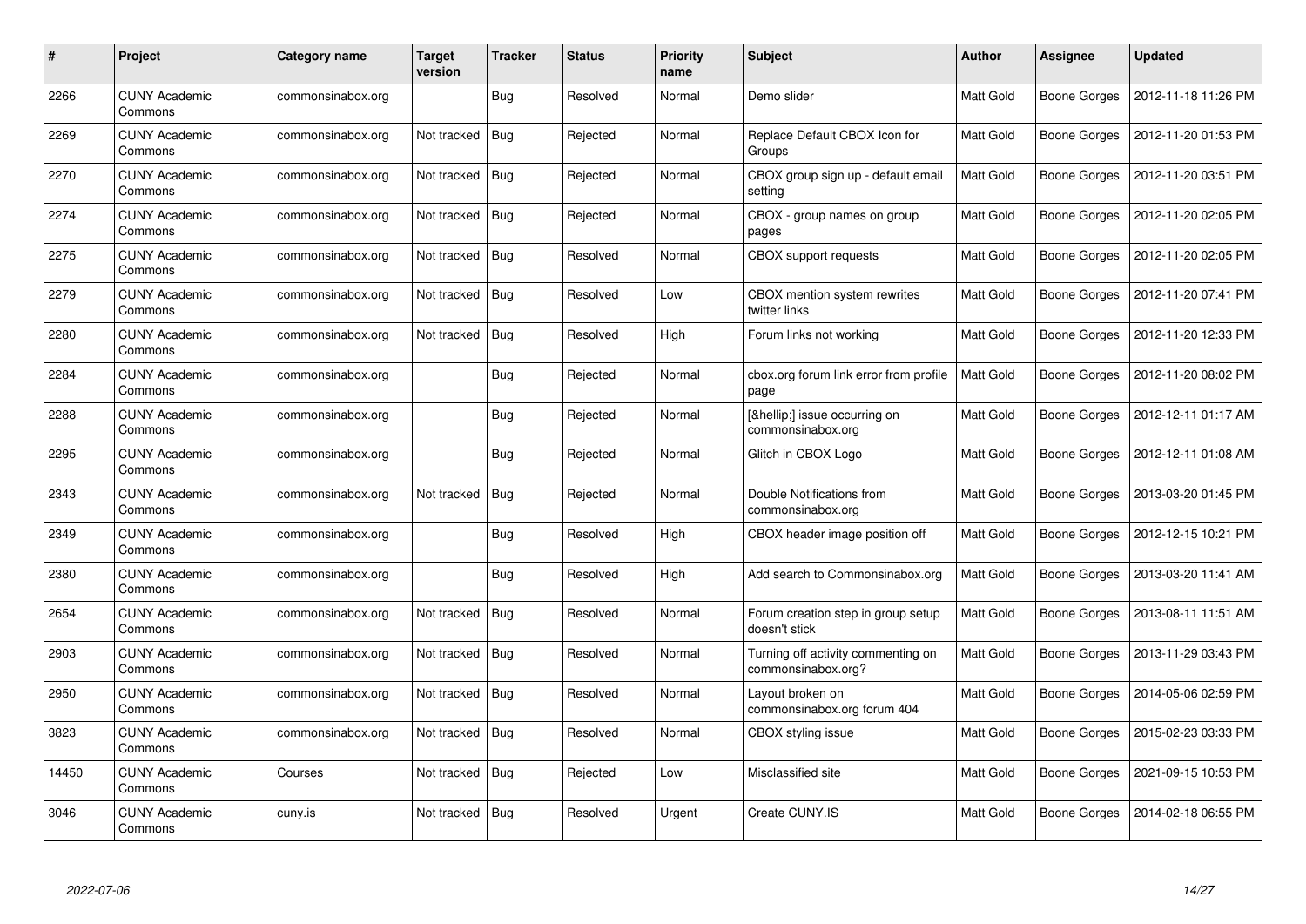| # | Project | Category name | Target version | Tracker | Status | Priority name | Subject | Author | Assignee | Updated |
|---|---|---|---|---|---|---|---|---|---|---|
| 2266 | CUNY Academic Commons | commonsinabox.org | | Bug | Resolved | Normal | Demo slider | Matt Gold | Boone Gorges | 2012-11-18 11:26 PM |
| 2269 | CUNY Academic Commons | commonsinabox.org | Not tracked | Bug | Rejected | Normal | Replace Default CBOX Icon for Groups | Matt Gold | Boone Gorges | 2012-11-20 01:53 PM |
| 2270 | CUNY Academic Commons | commonsinabox.org | Not tracked | Bug | Rejected | Normal | CBOX group sign up - default email setting | Matt Gold | Boone Gorges | 2012-11-20 03:51 PM |
| 2274 | CUNY Academic Commons | commonsinabox.org | Not tracked | Bug | Rejected | Normal | CBOX - group names on group pages | Matt Gold | Boone Gorges | 2012-11-20 02:05 PM |
| 2275 | CUNY Academic Commons | commonsinabox.org | Not tracked | Bug | Resolved | Normal | CBOX support requests | Matt Gold | Boone Gorges | 2012-11-20 02:05 PM |
| 2279 | CUNY Academic Commons | commonsinabox.org | Not tracked | Bug | Resolved | Low | CBOX mention system rewrites twitter links | Matt Gold | Boone Gorges | 2012-11-20 07:41 PM |
| 2280 | CUNY Academic Commons | commonsinabox.org | Not tracked | Bug | Resolved | High | Forum links not working | Matt Gold | Boone Gorges | 2012-11-20 12:33 PM |
| 2284 | CUNY Academic Commons | commonsinabox.org | | Bug | Rejected | Normal | cbox.org forum link error from profile page | Matt Gold | Boone Gorges | 2012-11-20 08:02 PM |
| 2288 | CUNY Academic Commons | commonsinabox.org | | Bug | Rejected | Normal | [&hellip;] issue occurring on commonsinabox.org | Matt Gold | Boone Gorges | 2012-12-11 01:17 AM |
| 2295 | CUNY Academic Commons | commonsinabox.org | | Bug | Rejected | Normal | Glitch in CBOX Logo | Matt Gold | Boone Gorges | 2012-12-11 01:08 AM |
| 2343 | CUNY Academic Commons | commonsinabox.org | Not tracked | Bug | Rejected | Normal | Double Notifications from commonsinabox.org | Matt Gold | Boone Gorges | 2013-03-20 01:45 PM |
| 2349 | CUNY Academic Commons | commonsinabox.org | | Bug | Resolved | High | CBOX header image position off | Matt Gold | Boone Gorges | 2012-12-15 10:21 PM |
| 2380 | CUNY Academic Commons | commonsinabox.org | | Bug | Resolved | High | Add search to Commonsinabox.org | Matt Gold | Boone Gorges | 2013-03-20 11:41 AM |
| 2654 | CUNY Academic Commons | commonsinabox.org | Not tracked | Bug | Resolved | Normal | Forum creation step in group setup doesn't stick | Matt Gold | Boone Gorges | 2013-08-11 11:51 AM |
| 2903 | CUNY Academic Commons | commonsinabox.org | Not tracked | Bug | Resolved | Normal | Turning off activity commenting on commonsinabox.org? | Matt Gold | Boone Gorges | 2013-11-29 03:43 PM |
| 2950 | CUNY Academic Commons | commonsinabox.org | Not tracked | Bug | Resolved | Normal | Layout broken on commonsinabox.org forum 404 | Matt Gold | Boone Gorges | 2014-05-06 02:59 PM |
| 3823 | CUNY Academic Commons | commonsinabox.org | Not tracked | Bug | Resolved | Normal | CBOX styling issue | Matt Gold | Boone Gorges | 2015-02-23 03:33 PM |
| 14450 | CUNY Academic Commons | Courses | Not tracked | Bug | Rejected | Low | Misclassified site | Matt Gold | Boone Gorges | 2021-09-15 10:53 PM |
| 3046 | CUNY Academic Commons | cuny.is | Not tracked | Bug | Resolved | Urgent | Create CUNY.IS | Matt Gold | Boone Gorges | 2014-02-18 06:55 PM |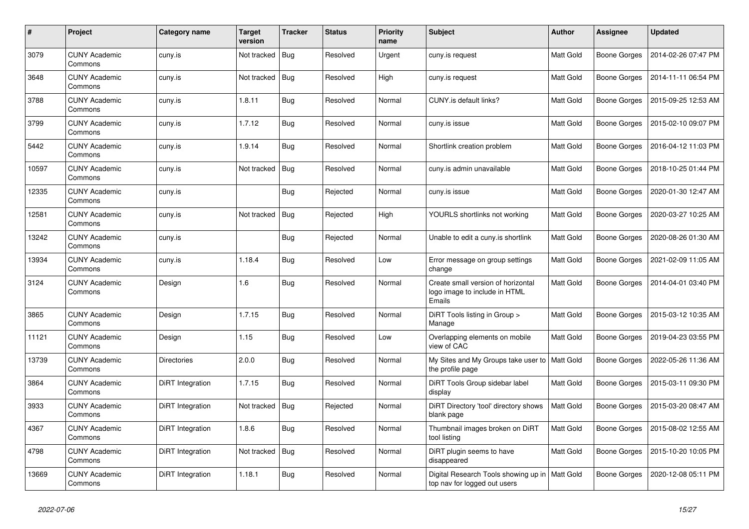| # | Project | Category name | Target version | Tracker | Status | Priority name | Subject | Author | Assignee | Updated |
|---|---|---|---|---|---|---|---|---|---|---|
| 3079 | CUNY Academic Commons | cuny.is | Not tracked | Bug | Resolved | Urgent | cuny.is request | Matt Gold | Boone Gorges | 2014-02-26 07:47 PM |
| 3648 | CUNY Academic Commons | cuny.is | Not tracked | Bug | Resolved | High | cuny.is request | Matt Gold | Boone Gorges | 2014-11-11 06:54 PM |
| 3788 | CUNY Academic Commons | cuny.is | 1.8.11 | Bug | Resolved | Normal | CUNY.is default links? | Matt Gold | Boone Gorges | 2015-09-25 12:53 AM |
| 3799 | CUNY Academic Commons | cuny.is | 1.7.12 | Bug | Resolved | Normal | cuny.is issue | Matt Gold | Boone Gorges | 2015-02-10 09:07 PM |
| 5442 | CUNY Academic Commons | cuny.is | 1.9.14 | Bug | Resolved | Normal | Shortlink creation problem | Matt Gold | Boone Gorges | 2016-04-12 11:03 PM |
| 10597 | CUNY Academic Commons | cuny.is | Not tracked | Bug | Resolved | Normal | cuny.is admin unavailable | Matt Gold | Boone Gorges | 2018-10-25 01:44 PM |
| 12335 | CUNY Academic Commons | cuny.is | | Bug | Rejected | Normal | cuny.is issue | Matt Gold | Boone Gorges | 2020-01-30 12:47 AM |
| 12581 | CUNY Academic Commons | cuny.is | Not tracked | Bug | Rejected | High | YOURLS shortlinks not working | Matt Gold | Boone Gorges | 2020-03-27 10:25 AM |
| 13242 | CUNY Academic Commons | cuny.is | | Bug | Rejected | Normal | Unable to edit a cuny.is shortlink | Matt Gold | Boone Gorges | 2020-08-26 01:30 AM |
| 13934 | CUNY Academic Commons | cuny.is | 1.18.4 | Bug | Resolved | Low | Error message on group settings change | Matt Gold | Boone Gorges | 2021-02-09 11:05 AM |
| 3124 | CUNY Academic Commons | Design | 1.6 | Bug | Resolved | Normal | Create small version of horizontal logo image to include in HTML Emails | Matt Gold | Boone Gorges | 2014-04-01 03:40 PM |
| 3865 | CUNY Academic Commons | Design | 1.7.15 | Bug | Resolved | Normal | DiRT Tools listing in Group > Manage | Matt Gold | Boone Gorges | 2015-03-12 10:35 AM |
| 11121 | CUNY Academic Commons | Design | 1.15 | Bug | Resolved | Low | Overlapping elements on mobile view of CAC | Matt Gold | Boone Gorges | 2019-04-23 03:55 PM |
| 13739 | CUNY Academic Commons | Directories | 2.0.0 | Bug | Resolved | Normal | My Sites and My Groups take user to the profile page | Matt Gold | Boone Gorges | 2022-05-26 11:36 AM |
| 3864 | CUNY Academic Commons | DiRT Integration | 1.7.15 | Bug | Resolved | Normal | DiRT Tools Group sidebar label display | Matt Gold | Boone Gorges | 2015-03-11 09:30 PM |
| 3933 | CUNY Academic Commons | DiRT Integration | Not tracked | Bug | Rejected | Normal | DiRT Directory 'tool' directory shows blank page | Matt Gold | Boone Gorges | 2015-03-20 08:47 AM |
| 4367 | CUNY Academic Commons | DiRT Integration | 1.8.6 | Bug | Resolved | Normal | Thumbnail images broken on DiRT tool listing | Matt Gold | Boone Gorges | 2015-08-02 12:55 AM |
| 4798 | CUNY Academic Commons | DiRT Integration | Not tracked | Bug | Resolved | Normal | DiRT plugin seems to have disappeared | Matt Gold | Boone Gorges | 2015-10-20 10:05 PM |
| 13669 | CUNY Academic Commons | DiRT Integration | 1.18.1 | Bug | Resolved | Normal | Digital Research Tools showing up in top nav for logged out users | Matt Gold | Boone Gorges | 2020-12-08 05:11 PM |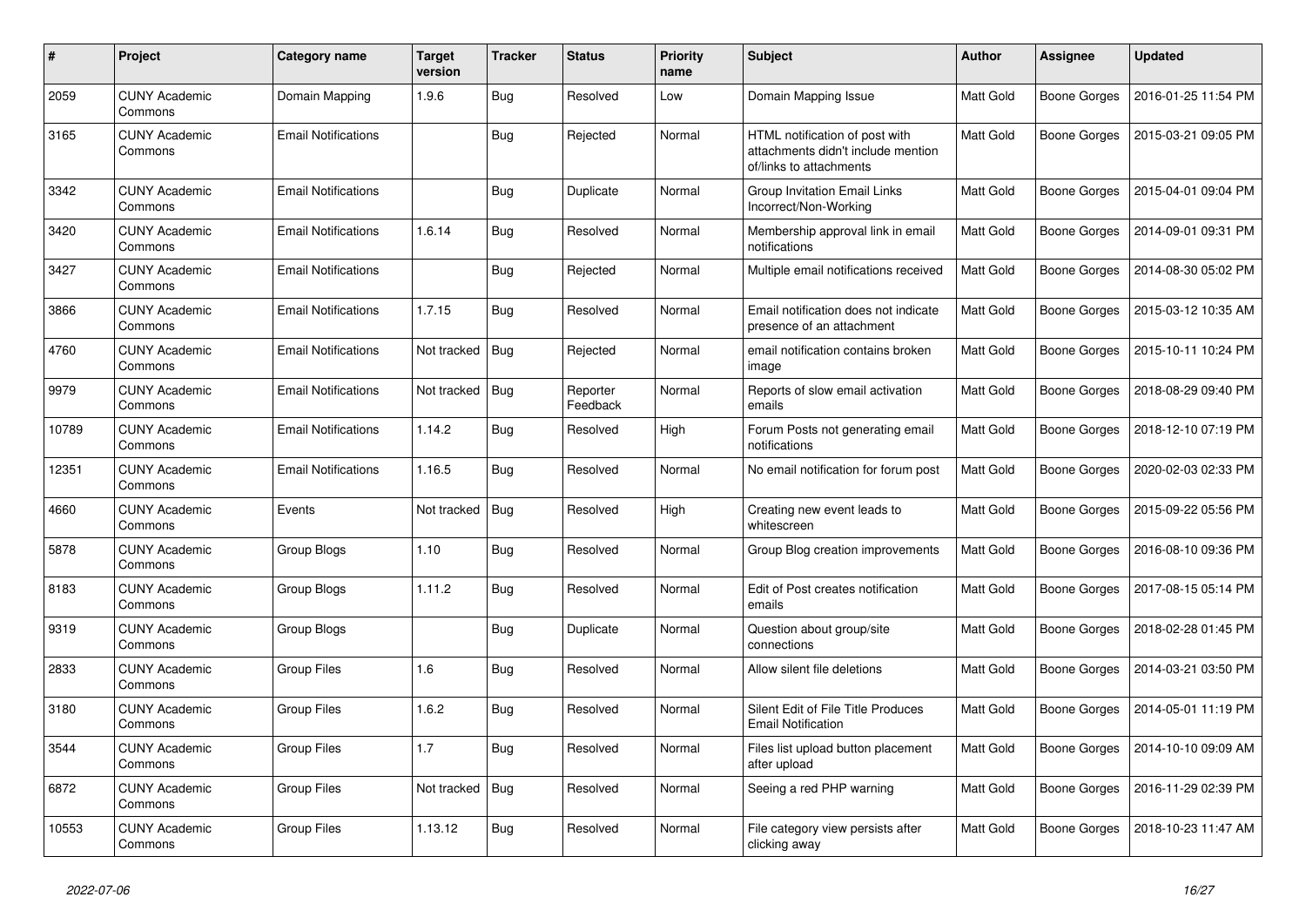| # | Project | Category name | Target version | Tracker | Status | Priority name | Subject | Author | Assignee | Updated |
|---|---|---|---|---|---|---|---|---|---|---|
| 2059 | CUNY Academic Commons | Domain Mapping | 1.9.6 | Bug | Resolved | Low | Domain Mapping Issue | Matt Gold | Boone Gorges | 2016-01-25 11:54 PM |
| 3165 | CUNY Academic Commons | Email Notifications | | Bug | Rejected | Normal | HTML notification of post with attachments didn't include mention of/links to attachments | Matt Gold | Boone Gorges | 2015-03-21 09:05 PM |
| 3342 | CUNY Academic Commons | Email Notifications | | Bug | Duplicate | Normal | Group Invitation Email Links Incorrect/Non-Working | Matt Gold | Boone Gorges | 2015-04-01 09:04 PM |
| 3420 | CUNY Academic Commons | Email Notifications | 1.6.14 | Bug | Resolved | Normal | Membership approval link in email notifications | Matt Gold | Boone Gorges | 2014-09-01 09:31 PM |
| 3427 | CUNY Academic Commons | Email Notifications | | Bug | Rejected | Normal | Multiple email notifications received | Matt Gold | Boone Gorges | 2014-08-30 05:02 PM |
| 3866 | CUNY Academic Commons | Email Notifications | 1.7.15 | Bug | Resolved | Normal | Email notification does not indicate presence of an attachment | Matt Gold | Boone Gorges | 2015-03-12 10:35 AM |
| 4760 | CUNY Academic Commons | Email Notifications | Not tracked | Bug | Rejected | Normal | email notification contains broken image | Matt Gold | Boone Gorges | 2015-10-11 10:24 PM |
| 9979 | CUNY Academic Commons | Email Notifications | Not tracked | Bug | Reporter Feedback | Normal | Reports of slow email activation emails | Matt Gold | Boone Gorges | 2018-08-29 09:40 PM |
| 10789 | CUNY Academic Commons | Email Notifications | 1.14.2 | Bug | Resolved | High | Forum Posts not generating email notifications | Matt Gold | Boone Gorges | 2018-12-10 07:19 PM |
| 12351 | CUNY Academic Commons | Email Notifications | 1.16.5 | Bug | Resolved | Normal | No email notification for forum post | Matt Gold | Boone Gorges | 2020-02-03 02:33 PM |
| 4660 | CUNY Academic Commons | Events | Not tracked | Bug | Resolved | High | Creating new event leads to whitescreen | Matt Gold | Boone Gorges | 2015-09-22 05:56 PM |
| 5878 | CUNY Academic Commons | Group Blogs | 1.10 | Bug | Resolved | Normal | Group Blog creation improvements | Matt Gold | Boone Gorges | 2016-08-10 09:36 PM |
| 8183 | CUNY Academic Commons | Group Blogs | 1.11.2 | Bug | Resolved | Normal | Edit of Post creates notification emails | Matt Gold | Boone Gorges | 2017-08-15 05:14 PM |
| 9319 | CUNY Academic Commons | Group Blogs | | Bug | Duplicate | Normal | Question about group/site connections | Matt Gold | Boone Gorges | 2018-02-28 01:45 PM |
| 2833 | CUNY Academic Commons | Group Files | 1.6 | Bug | Resolved | Normal | Allow silent file deletions | Matt Gold | Boone Gorges | 2014-03-21 03:50 PM |
| 3180 | CUNY Academic Commons | Group Files | 1.6.2 | Bug | Resolved | Normal | Silent Edit of File Title Produces Email Notification | Matt Gold | Boone Gorges | 2014-05-01 11:19 PM |
| 3544 | CUNY Academic Commons | Group Files | 1.7 | Bug | Resolved | Normal | Files list upload button placement after upload | Matt Gold | Boone Gorges | 2014-10-10 09:09 AM |
| 6872 | CUNY Academic Commons | Group Files | Not tracked | Bug | Resolved | Normal | Seeing a red PHP warning | Matt Gold | Boone Gorges | 2016-11-29 02:39 PM |
| 10553 | CUNY Academic Commons | Group Files | 1.13.12 | Bug | Resolved | Normal | File category view persists after clicking away | Matt Gold | Boone Gorges | 2018-10-23 11:47 AM |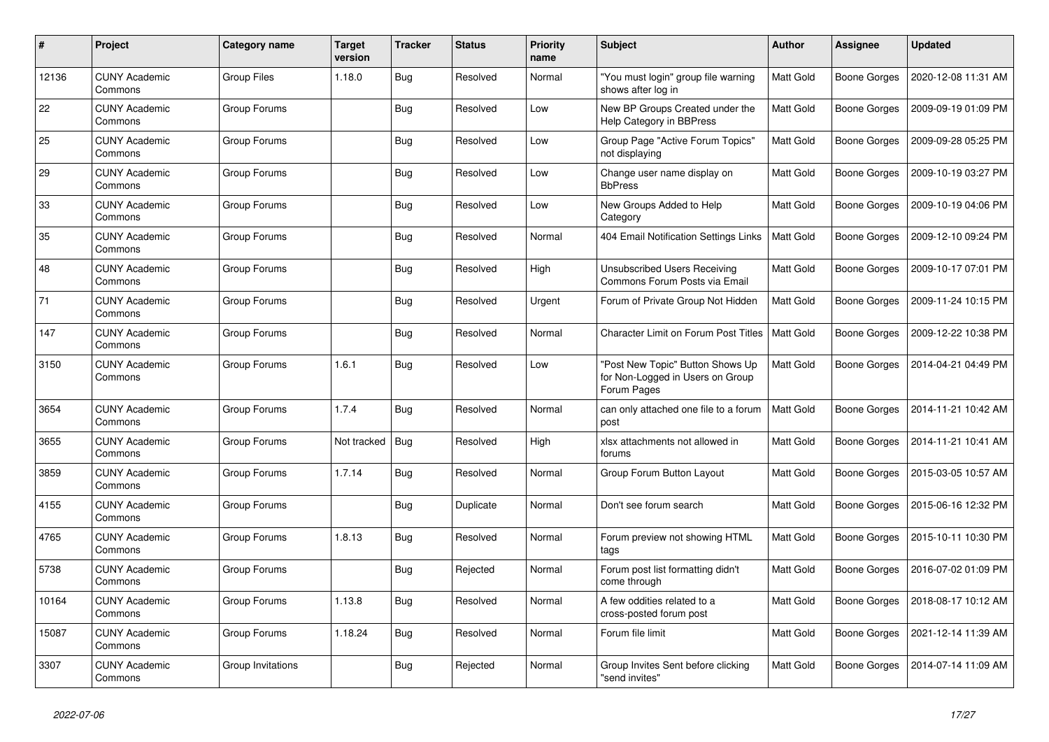| # | Project | Category name | Target version | Tracker | Status | Priority name | Subject | Author | Assignee | Updated |
|---|---|---|---|---|---|---|---|---|---|---|
| 12136 | CUNY Academic Commons | Group Files | 1.18.0 | Bug | Resolved | Normal | "You must login" group file warning shows after log in | Matt Gold | Boone Gorges | 2020-12-08 11:31 AM |
| 22 | CUNY Academic Commons | Group Forums | | Bug | Resolved | Low | New BP Groups Created under the Help Category in BBPress | Matt Gold | Boone Gorges | 2009-09-19 01:09 PM |
| 25 | CUNY Academic Commons | Group Forums | | Bug | Resolved | Low | Group Page "Active Forum Topics" not displaying | Matt Gold | Boone Gorges | 2009-09-28 05:25 PM |
| 29 | CUNY Academic Commons | Group Forums | | Bug | Resolved | Low | Change user name display on BbPress | Matt Gold | Boone Gorges | 2009-10-19 03:27 PM |
| 33 | CUNY Academic Commons | Group Forums | | Bug | Resolved | Low | New Groups Added to Help Category | Matt Gold | Boone Gorges | 2009-10-19 04:06 PM |
| 35 | CUNY Academic Commons | Group Forums | | Bug | Resolved | Normal | 404 Email Notification Settings Links | Matt Gold | Boone Gorges | 2009-12-10 09:24 PM |
| 48 | CUNY Academic Commons | Group Forums | | Bug | Resolved | High | Unsubscribed Users Receiving Commons Forum Posts via Email | Matt Gold | Boone Gorges | 2009-10-17 07:01 PM |
| 71 | CUNY Academic Commons | Group Forums | | Bug | Resolved | Urgent | Forum of Private Group Not Hidden | Matt Gold | Boone Gorges | 2009-11-24 10:15 PM |
| 147 | CUNY Academic Commons | Group Forums | | Bug | Resolved | Normal | Character Limit on Forum Post Titles | Matt Gold | Boone Gorges | 2009-12-22 10:38 PM |
| 3150 | CUNY Academic Commons | Group Forums | 1.6.1 | Bug | Resolved | Low | "Post New Topic" Button Shows Up for Non-Logged in Users on Group Forum Pages | Matt Gold | Boone Gorges | 2014-04-21 04:49 PM |
| 3654 | CUNY Academic Commons | Group Forums | 1.7.4 | Bug | Resolved | Normal | can only attached one file to a forum post | Matt Gold | Boone Gorges | 2014-11-21 10:42 AM |
| 3655 | CUNY Academic Commons | Group Forums | Not tracked | Bug | Resolved | High | xlsx attachments not allowed in forums | Matt Gold | Boone Gorges | 2014-11-21 10:41 AM |
| 3859 | CUNY Academic Commons | Group Forums | 1.7.14 | Bug | Resolved | Normal | Group Forum Button Layout | Matt Gold | Boone Gorges | 2015-03-05 10:57 AM |
| 4155 | CUNY Academic Commons | Group Forums | | Bug | Duplicate | Normal | Don't see forum search | Matt Gold | Boone Gorges | 2015-06-16 12:32 PM |
| 4765 | CUNY Academic Commons | Group Forums | 1.8.13 | Bug | Resolved | Normal | Forum preview not showing HTML tags | Matt Gold | Boone Gorges | 2015-10-11 10:30 PM |
| 5738 | CUNY Academic Commons | Group Forums | | Bug | Rejected | Normal | Forum post list formatting didn't come through | Matt Gold | Boone Gorges | 2016-07-02 01:09 PM |
| 10164 | CUNY Academic Commons | Group Forums | 1.13.8 | Bug | Resolved | Normal | A few oddities related to a cross-posted forum post | Matt Gold | Boone Gorges | 2018-08-17 10:12 AM |
| 15087 | CUNY Academic Commons | Group Forums | 1.18.24 | Bug | Resolved | Normal | Forum file limit | Matt Gold | Boone Gorges | 2021-12-14 11:39 AM |
| 3307 | CUNY Academic Commons | Group Invitations | | Bug | Rejected | Normal | Group Invites Sent before clicking "send invites" | Matt Gold | Boone Gorges | 2014-07-14 11:09 AM |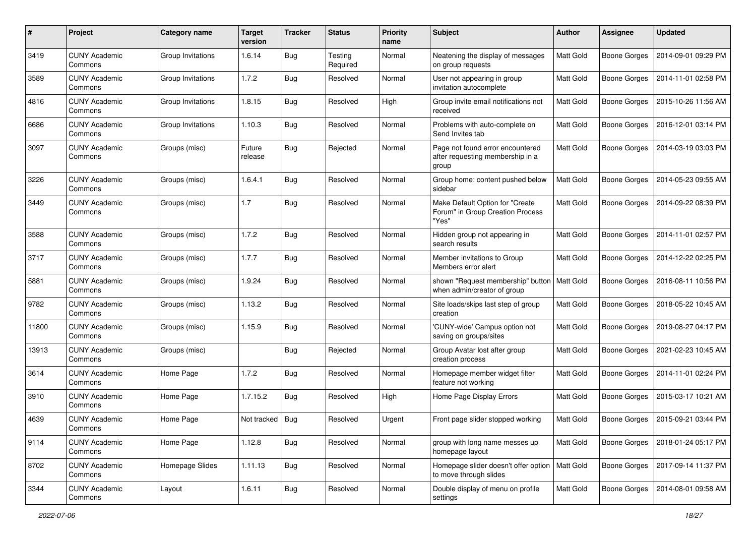| # | Project | Category name | Target version | Tracker | Status | Priority name | Subject | Author | Assignee | Updated |
|---|---|---|---|---|---|---|---|---|---|---|
| 3419 | CUNY Academic Commons | Group Invitations | 1.6.14 | Bug | Testing Required | Normal | Neatening the display of messages on group requests | Matt Gold | Boone Gorges | 2014-09-01 09:29 PM |
| 3589 | CUNY Academic Commons | Group Invitations | 1.7.2 | Bug | Resolved | Normal | User not appearing in group invitation autocomplete | Matt Gold | Boone Gorges | 2014-11-01 02:58 PM |
| 4816 | CUNY Academic Commons | Group Invitations | 1.8.15 | Bug | Resolved | High | Group invite email notifications not received | Matt Gold | Boone Gorges | 2015-10-26 11:56 AM |
| 6686 | CUNY Academic Commons | Group Invitations | 1.10.3 | Bug | Resolved | Normal | Problems with auto-complete on Send Invites tab | Matt Gold | Boone Gorges | 2016-12-01 03:14 PM |
| 3097 | CUNY Academic Commons | Groups (misc) | Future release | Bug | Rejected | Normal | Page not found error encountered after requesting membership in a group | Matt Gold | Boone Gorges | 2014-03-19 03:03 PM |
| 3226 | CUNY Academic Commons | Groups (misc) | 1.6.4.1 | Bug | Resolved | Normal | Group home: content pushed below sidebar | Matt Gold | Boone Gorges | 2014-05-23 09:55 AM |
| 3449 | CUNY Academic Commons | Groups (misc) | 1.7 | Bug | Resolved | Normal | Make Default Option for "Create Forum" in Group Creation Process "Yes" | Matt Gold | Boone Gorges | 2014-09-22 08:39 PM |
| 3588 | CUNY Academic Commons | Groups (misc) | 1.7.2 | Bug | Resolved | Normal | Hidden group not appearing in search results | Matt Gold | Boone Gorges | 2014-11-01 02:57 PM |
| 3717 | CUNY Academic Commons | Groups (misc) | 1.7.7 | Bug | Resolved | Normal | Member invitations to Group Members error alert | Matt Gold | Boone Gorges | 2014-12-22 02:25 PM |
| 5881 | CUNY Academic Commons | Groups (misc) | 1.9.24 | Bug | Resolved | Normal | shown "Request membership" button when admin/creator of group | Matt Gold | Boone Gorges | 2016-08-11 10:56 PM |
| 9782 | CUNY Academic Commons | Groups (misc) | 1.13.2 | Bug | Resolved | Normal | Site loads/skips last step of group creation | Matt Gold | Boone Gorges | 2018-05-22 10:45 AM |
| 11800 | CUNY Academic Commons | Groups (misc) | 1.15.9 | Bug | Resolved | Normal | 'CUNY-wide' Campus option not saving on groups/sites | Matt Gold | Boone Gorges | 2019-08-27 04:17 PM |
| 13913 | CUNY Academic Commons | Groups (misc) | | Bug | Rejected | Normal | Group Avatar lost after group creation process | Matt Gold | Boone Gorges | 2021-02-23 10:45 AM |
| 3614 | CUNY Academic Commons | Home Page | 1.7.2 | Bug | Resolved | Normal | Homepage member widget filter feature not working | Matt Gold | Boone Gorges | 2014-11-01 02:24 PM |
| 3910 | CUNY Academic Commons | Home Page | 1.7.15.2 | Bug | Resolved | High | Home Page Display Errors | Matt Gold | Boone Gorges | 2015-03-17 10:21 AM |
| 4639 | CUNY Academic Commons | Home Page | Not tracked | Bug | Resolved | Urgent | Front page slider stopped working | Matt Gold | Boone Gorges | 2015-09-21 03:44 PM |
| 9114 | CUNY Academic Commons | Home Page | 1.12.8 | Bug | Resolved | Normal | group with long name messes up homepage layout | Matt Gold | Boone Gorges | 2018-01-24 05:17 PM |
| 8702 | CUNY Academic Commons | Homepage Slides | 1.11.13 | Bug | Resolved | Normal | Homepage slider doesn't offer option to move through slides | Matt Gold | Boone Gorges | 2017-09-14 11:37 PM |
| 3344 | CUNY Academic Commons | Layout | 1.6.11 | Bug | Resolved | Normal | Double display of menu on profile settings | Matt Gold | Boone Gorges | 2014-08-01 09:58 AM |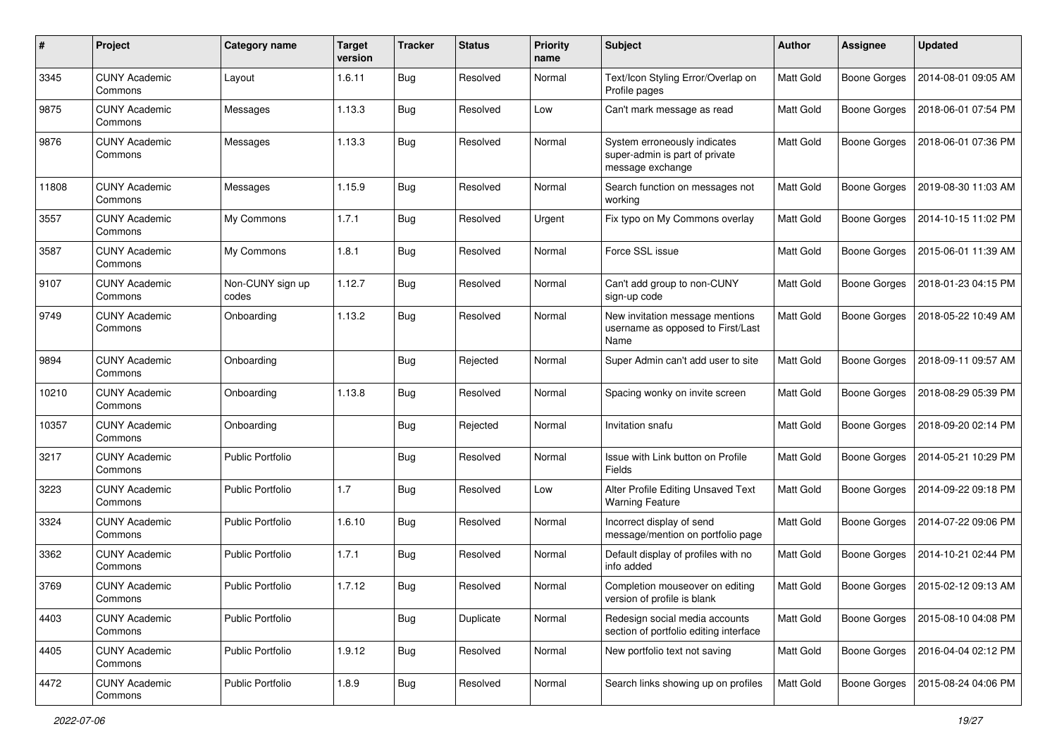| # | Project | Category name | Target version | Tracker | Status | Priority name | Subject | Author | Assignee | Updated |
|---|---|---|---|---|---|---|---|---|---|---|
| 3345 | CUNY Academic Commons | Layout | 1.6.11 | Bug | Resolved | Normal | Text/Icon Styling Error/Overlap on Profile pages | Matt Gold | Boone Gorges | 2014-08-01 09:05 AM |
| 9875 | CUNY Academic Commons | Messages | 1.13.3 | Bug | Resolved | Low | Can't mark message as read | Matt Gold | Boone Gorges | 2018-06-01 07:54 PM |
| 9876 | CUNY Academic Commons | Messages | 1.13.3 | Bug | Resolved | Normal | System erroneously indicates super-admin is part of private message exchange | Matt Gold | Boone Gorges | 2018-06-01 07:36 PM |
| 11808 | CUNY Academic Commons | Messages | 1.15.9 | Bug | Resolved | Normal | Search function on messages not working | Matt Gold | Boone Gorges | 2019-08-30 11:03 AM |
| 3557 | CUNY Academic Commons | My Commons | 1.7.1 | Bug | Resolved | Urgent | Fix typo on My Commons overlay | Matt Gold | Boone Gorges | 2014-10-15 11:02 PM |
| 3587 | CUNY Academic Commons | My Commons | 1.8.1 | Bug | Resolved | Normal | Force SSL issue | Matt Gold | Boone Gorges | 2015-06-01 11:39 AM |
| 9107 | CUNY Academic Commons | Non-CUNY sign up codes | 1.12.7 | Bug | Resolved | Normal | Can't add group to non-CUNY sign-up code | Matt Gold | Boone Gorges | 2018-01-23 04:15 PM |
| 9749 | CUNY Academic Commons | Onboarding | 1.13.2 | Bug | Resolved | Normal | New invitation message mentions username as opposed to First/Last Name | Matt Gold | Boone Gorges | 2018-05-22 10:49 AM |
| 9894 | CUNY Academic Commons | Onboarding | | Bug | Rejected | Normal | Super Admin can't add user to site | Matt Gold | Boone Gorges | 2018-09-11 09:57 AM |
| 10210 | CUNY Academic Commons | Onboarding | 1.13.8 | Bug | Resolved | Normal | Spacing wonky on invite screen | Matt Gold | Boone Gorges | 2018-08-29 05:39 PM |
| 10357 | CUNY Academic Commons | Onboarding | | Bug | Rejected | Normal | Invitation snafu | Matt Gold | Boone Gorges | 2018-09-20 02:14 PM |
| 3217 | CUNY Academic Commons | Public Portfolio | | Bug | Resolved | Normal | Issue with Link button on Profile Fields | Matt Gold | Boone Gorges | 2014-05-21 10:29 PM |
| 3223 | CUNY Academic Commons | Public Portfolio | 1.7 | Bug | Resolved | Low | Alter Profile Editing Unsaved Text Warning Feature | Matt Gold | Boone Gorges | 2014-09-22 09:18 PM |
| 3324 | CUNY Academic Commons | Public Portfolio | 1.6.10 | Bug | Resolved | Normal | Incorrect display of send message/mention on portfolio page | Matt Gold | Boone Gorges | 2014-07-22 09:06 PM |
| 3362 | CUNY Academic Commons | Public Portfolio | 1.7.1 | Bug | Resolved | Normal | Default display of profiles with no info added | Matt Gold | Boone Gorges | 2014-10-21 02:44 PM |
| 3769 | CUNY Academic Commons | Public Portfolio | 1.7.12 | Bug | Resolved | Normal | Completion mouseover on editing version of profile is blank | Matt Gold | Boone Gorges | 2015-02-12 09:13 AM |
| 4403 | CUNY Academic Commons | Public Portfolio | | Bug | Duplicate | Normal | Redesign social media accounts section of portfolio editing interface | Matt Gold | Boone Gorges | 2015-08-10 04:08 PM |
| 4405 | CUNY Academic Commons | Public Portfolio | 1.9.12 | Bug | Resolved | Normal | New portfolio text not saving | Matt Gold | Boone Gorges | 2016-04-04 02:12 PM |
| 4472 | CUNY Academic Commons | Public Portfolio | 1.8.9 | Bug | Resolved | Normal | Search links showing up on profiles | Matt Gold | Boone Gorges | 2015-08-24 04:06 PM |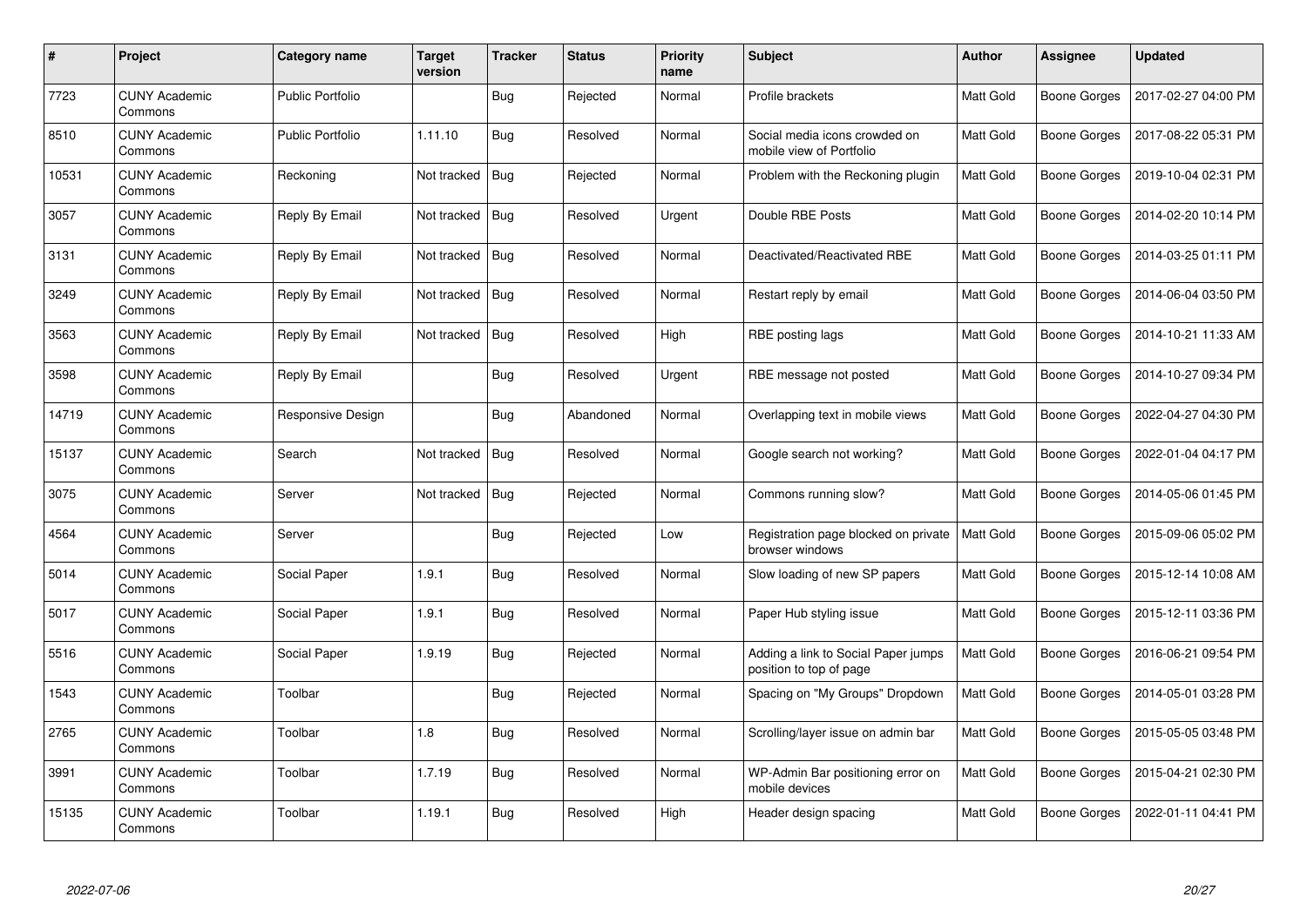| # | Project | Category name | Target version | Tracker | Status | Priority name | Subject | Author | Assignee | Updated |
|---|---|---|---|---|---|---|---|---|---|---|
| 7723 | CUNY Academic Commons | Public Portfolio | | Bug | Rejected | Normal | Profile brackets | Matt Gold | Boone Gorges | 2017-02-27 04:00 PM |
| 8510 | CUNY Academic Commons | Public Portfolio | 1.11.10 | Bug | Resolved | Normal | Social media icons crowded on mobile view of Portfolio | Matt Gold | Boone Gorges | 2017-08-22 05:31 PM |
| 10531 | CUNY Academic Commons | Reckoning | Not tracked | Bug | Rejected | Normal | Problem with the Reckoning plugin | Matt Gold | Boone Gorges | 2019-10-04 02:31 PM |
| 3057 | CUNY Academic Commons | Reply By Email | Not tracked | Bug | Resolved | Urgent | Double RBE Posts | Matt Gold | Boone Gorges | 2014-02-20 10:14 PM |
| 3131 | CUNY Academic Commons | Reply By Email | Not tracked | Bug | Resolved | Normal | Deactivated/Reactivated RBE | Matt Gold | Boone Gorges | 2014-03-25 01:11 PM |
| 3249 | CUNY Academic Commons | Reply By Email | Not tracked | Bug | Resolved | Normal | Restart reply by email | Matt Gold | Boone Gorges | 2014-06-04 03:50 PM |
| 3563 | CUNY Academic Commons | Reply By Email | Not tracked | Bug | Resolved | High | RBE posting lags | Matt Gold | Boone Gorges | 2014-10-21 11:33 AM |
| 3598 | CUNY Academic Commons | Reply By Email | | Bug | Resolved | Urgent | RBE message not posted | Matt Gold | Boone Gorges | 2014-10-27 09:34 PM |
| 14719 | CUNY Academic Commons | Responsive Design | | Bug | Abandoned | Normal | Overlapping text in mobile views | Matt Gold | Boone Gorges | 2022-04-27 04:30 PM |
| 15137 | CUNY Academic Commons | Search | Not tracked | Bug | Resolved | Normal | Google search not working? | Matt Gold | Boone Gorges | 2022-01-04 04:17 PM |
| 3075 | CUNY Academic Commons | Server | Not tracked | Bug | Rejected | Normal | Commons running slow? | Matt Gold | Boone Gorges | 2014-05-06 01:45 PM |
| 4564 | CUNY Academic Commons | Server | | Bug | Rejected | Low | Registration page blocked on private browser windows | Matt Gold | Boone Gorges | 2015-09-06 05:02 PM |
| 5014 | CUNY Academic Commons | Social Paper | 1.9.1 | Bug | Resolved | Normal | Slow loading of new SP papers | Matt Gold | Boone Gorges | 2015-12-14 10:08 AM |
| 5017 | CUNY Academic Commons | Social Paper | 1.9.1 | Bug | Resolved | Normal | Paper Hub styling issue | Matt Gold | Boone Gorges | 2015-12-11 03:36 PM |
| 5516 | CUNY Academic Commons | Social Paper | 1.9.19 | Bug | Rejected | Normal | Adding a link to Social Paper jumps position to top of page | Matt Gold | Boone Gorges | 2016-06-21 09:54 PM |
| 1543 | CUNY Academic Commons | Toolbar | | Bug | Rejected | Normal | Spacing on "My Groups" Dropdown | Matt Gold | Boone Gorges | 2014-05-01 03:28 PM |
| 2765 | CUNY Academic Commons | Toolbar | 1.8 | Bug | Resolved | Normal | Scrolling/layer issue on admin bar | Matt Gold | Boone Gorges | 2015-05-05 03:48 PM |
| 3991 | CUNY Academic Commons | Toolbar | 1.7.19 | Bug | Resolved | Normal | WP-Admin Bar positioning error on mobile devices | Matt Gold | Boone Gorges | 2015-04-21 02:30 PM |
| 15135 | CUNY Academic Commons | Toolbar | 1.19.1 | Bug | Resolved | High | Header design spacing | Matt Gold | Boone Gorges | 2022-01-11 04:41 PM |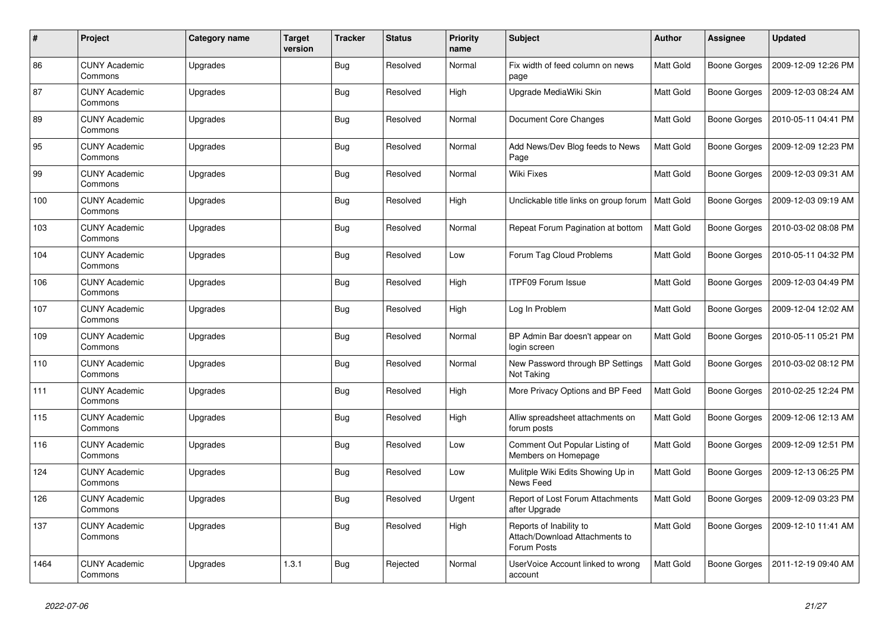| # | Project | Category name | Target version | Tracker | Status | Priority name | Subject | Author | Assignee | Updated |
|---|---|---|---|---|---|---|---|---|---|---|
| 86 | CUNY Academic Commons | Upgrades | | Bug | Resolved | Normal | Fix width of feed column on news page | Matt Gold | Boone Gorges | 2009-12-09 12:26 PM |
| 87 | CUNY Academic Commons | Upgrades | | Bug | Resolved | High | Upgrade MediaWiki Skin | Matt Gold | Boone Gorges | 2009-12-03 08:24 AM |
| 89 | CUNY Academic Commons | Upgrades | | Bug | Resolved | Normal | Document Core Changes | Matt Gold | Boone Gorges | 2010-05-11 04:41 PM |
| 95 | CUNY Academic Commons | Upgrades | | Bug | Resolved | Normal | Add News/Dev Blog feeds to News Page | Matt Gold | Boone Gorges | 2009-12-09 12:23 PM |
| 99 | CUNY Academic Commons | Upgrades | | Bug | Resolved | Normal | Wiki Fixes | Matt Gold | Boone Gorges | 2009-12-03 09:31 AM |
| 100 | CUNY Academic Commons | Upgrades | | Bug | Resolved | High | Unclickable title links on group forum | Matt Gold | Boone Gorges | 2009-12-03 09:19 AM |
| 103 | CUNY Academic Commons | Upgrades | | Bug | Resolved | Normal | Repeat Forum Pagination at bottom | Matt Gold | Boone Gorges | 2010-03-02 08:08 PM |
| 104 | CUNY Academic Commons | Upgrades | | Bug | Resolved | Low | Forum Tag Cloud Problems | Matt Gold | Boone Gorges | 2010-05-11 04:32 PM |
| 106 | CUNY Academic Commons | Upgrades | | Bug | Resolved | High | ITPF09 Forum Issue | Matt Gold | Boone Gorges | 2009-12-03 04:49 PM |
| 107 | CUNY Academic Commons | Upgrades | | Bug | Resolved | High | Log In Problem | Matt Gold | Boone Gorges | 2009-12-04 12:02 AM |
| 109 | CUNY Academic Commons | Upgrades | | Bug | Resolved | Normal | BP Admin Bar doesn't appear on login screen | Matt Gold | Boone Gorges | 2010-05-11 05:21 PM |
| 110 | CUNY Academic Commons | Upgrades | | Bug | Resolved | Normal | New Password through BP Settings Not Taking | Matt Gold | Boone Gorges | 2010-03-02 08:12 PM |
| 111 | CUNY Academic Commons | Upgrades | | Bug | Resolved | High | More Privacy Options and BP Feed | Matt Gold | Boone Gorges | 2010-02-25 12:24 PM |
| 115 | CUNY Academic Commons | Upgrades | | Bug | Resolved | High | Alliw spreadsheet attachments on forum posts | Matt Gold | Boone Gorges | 2009-12-06 12:13 AM |
| 116 | CUNY Academic Commons | Upgrades | | Bug | Resolved | Low | Comment Out Popular Listing of Members on Homepage | Matt Gold | Boone Gorges | 2009-12-09 12:51 PM |
| 124 | CUNY Academic Commons | Upgrades | | Bug | Resolved | Low | Mulitple Wiki Edits Showing Up in News Feed | Matt Gold | Boone Gorges | 2009-12-13 06:25 PM |
| 126 | CUNY Academic Commons | Upgrades | | Bug | Resolved | Urgent | Report of Lost Forum Attachments after Upgrade | Matt Gold | Boone Gorges | 2009-12-09 03:23 PM |
| 137 | CUNY Academic Commons | Upgrades | | Bug | Resolved | High | Reports of Inability to Attach/Download Attachments to Forum Posts | Matt Gold | Boone Gorges | 2009-12-10 11:41 AM |
| 1464 | CUNY Academic Commons | Upgrades | 1.3.1 | Bug | Rejected | Normal | UserVoice Account linked to wrong account | Matt Gold | Boone Gorges | 2011-12-19 09:40 AM |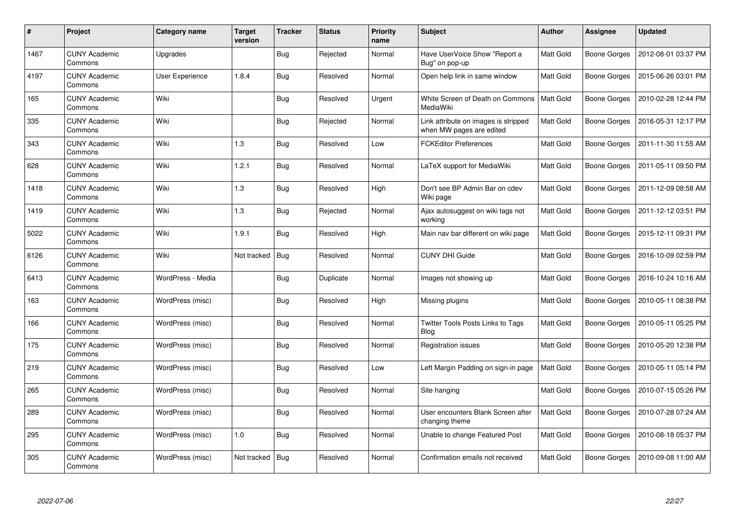| # | Project | Category name | Target version | Tracker | Status | Priority name | Subject | Author | Assignee | Updated |
|---|---|---|---|---|---|---|---|---|---|---|
| 1467 | CUNY Academic Commons | Upgrades | | Bug | Rejected | Normal | Have UserVoice Show "Report a Bug" on pop-up | Matt Gold | Boone Gorges | 2012-08-01 03:37 PM |
| 4197 | CUNY Academic Commons | User Experience | 1.8.4 | Bug | Resolved | Normal | Open help link in same window | Matt Gold | Boone Gorges | 2015-06-26 03:01 PM |
| 165 | CUNY Academic Commons | Wiki | | Bug | Resolved | Urgent | White Screen of Death on Commons MediaWiki | Matt Gold | Boone Gorges | 2010-02-28 12:44 PM |
| 335 | CUNY Academic Commons | Wiki | | Bug | Rejected | Normal | Link attribute on images is stripped when MW pages are edited | Matt Gold | Boone Gorges | 2016-05-31 12:17 PM |
| 343 | CUNY Academic Commons | Wiki | 1.3 | Bug | Resolved | Low | FCKEditor Preferences | Matt Gold | Boone Gorges | 2011-11-30 11:55 AM |
| 628 | CUNY Academic Commons | Wiki | 1.2.1 | Bug | Resolved | Normal | LaTeX support for MediaWiki | Matt Gold | Boone Gorges | 2011-05-11 09:50 PM |
| 1418 | CUNY Academic Commons | Wiki | 1.3 | Bug | Resolved | High | Don't see BP Admin Bar on cdev Wiki page | Matt Gold | Boone Gorges | 2011-12-09 08:58 AM |
| 1419 | CUNY Academic Commons | Wiki | 1.3 | Bug | Rejected | Normal | Ajax autosuggest on wiki tags not working | Matt Gold | Boone Gorges | 2011-12-12 03:51 PM |
| 5022 | CUNY Academic Commons | Wiki | 1.9.1 | Bug | Resolved | High | Main nav bar different on wiki page | Matt Gold | Boone Gorges | 2015-12-11 09:31 PM |
| 6126 | CUNY Academic Commons | Wiki | Not tracked | Bug | Resolved | Normal | CUNY DHI Guide | Matt Gold | Boone Gorges | 2016-10-09 02:59 PM |
| 6413 | CUNY Academic Commons | WordPress - Media | | Bug | Duplicate | Normal | Images not showing up | Matt Gold | Boone Gorges | 2016-10-24 10:16 AM |
| 163 | CUNY Academic Commons | WordPress (misc) | | Bug | Resolved | High | Missing plugins | Matt Gold | Boone Gorges | 2010-05-11 08:38 PM |
| 166 | CUNY Academic Commons | WordPress (misc) | | Bug | Resolved | Normal | Twitter Tools Posts Links to Tags Blog | Matt Gold | Boone Gorges | 2010-05-11 05:25 PM |
| 175 | CUNY Academic Commons | WordPress (misc) | | Bug | Resolved | Normal | Registration issues | Matt Gold | Boone Gorges | 2010-05-20 12:38 PM |
| 219 | CUNY Academic Commons | WordPress (misc) | | Bug | Resolved | Low | Left Margin Padding on sign-in page | Matt Gold | Boone Gorges | 2010-05-11 05:14 PM |
| 265 | CUNY Academic Commons | WordPress (misc) | | Bug | Resolved | Normal | Site hanging | Matt Gold | Boone Gorges | 2010-07-15 05:26 PM |
| 289 | CUNY Academic Commons | WordPress (misc) | | Bug | Resolved | Normal | User encounters Blank Screen after changing theme | Matt Gold | Boone Gorges | 2010-07-28 07:24 AM |
| 295 | CUNY Academic Commons | WordPress (misc) | 1.0 | Bug | Resolved | Normal | Unable to change Featured Post | Matt Gold | Boone Gorges | 2010-08-18 05:37 PM |
| 305 | CUNY Academic Commons | WordPress (misc) | Not tracked | Bug | Resolved | Normal | Confirmation emails not received | Matt Gold | Boone Gorges | 2010-09-08 11:00 AM |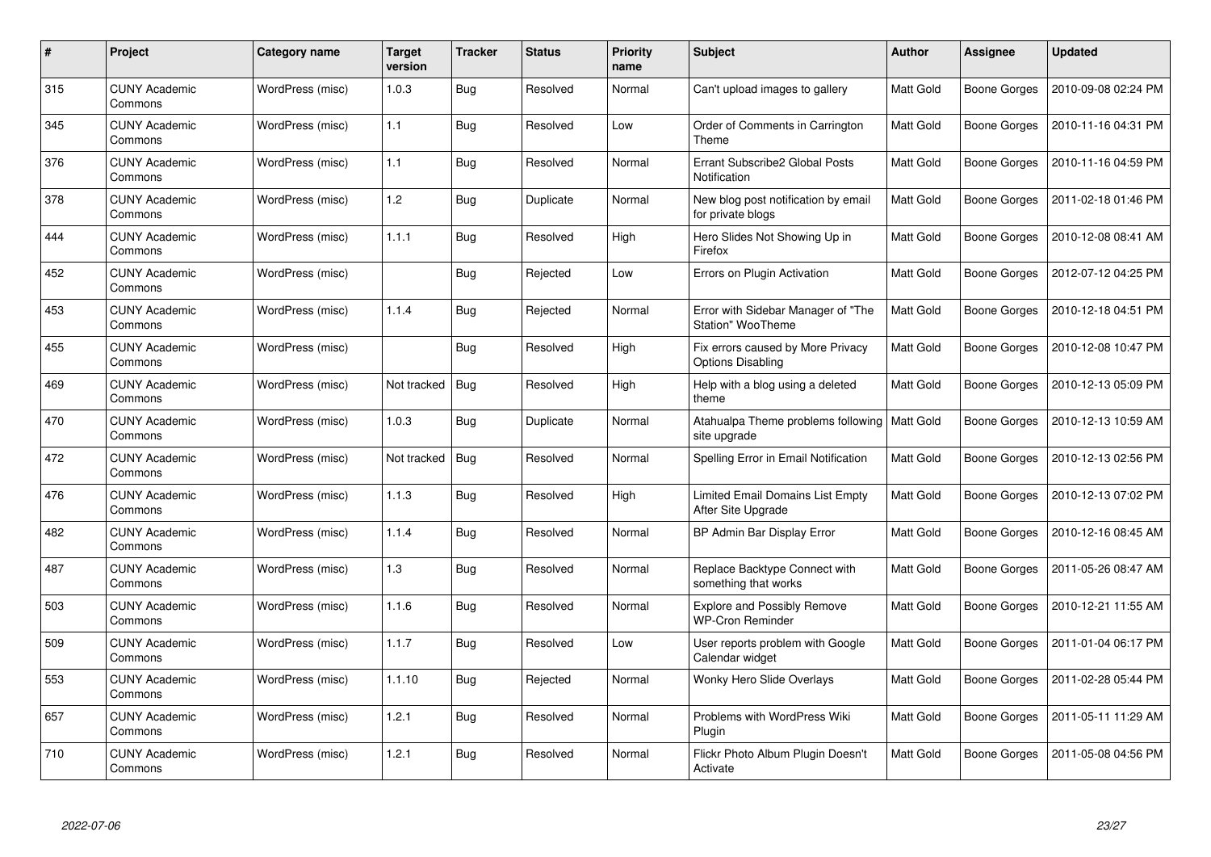| # | Project | Category name | Target version | Tracker | Status | Priority name | Subject | Author | Assignee | Updated |
|---|---|---|---|---|---|---|---|---|---|---|
| 315 | CUNY Academic Commons | WordPress (misc) | 1.0.3 | Bug | Resolved | Normal | Can't upload images to gallery | Matt Gold | Boone Gorges | 2010-09-08 02:24 PM |
| 345 | CUNY Academic Commons | WordPress (misc) | 1.1 | Bug | Resolved | Low | Order of Comments in Carrington Theme | Matt Gold | Boone Gorges | 2010-11-16 04:31 PM |
| 376 | CUNY Academic Commons | WordPress (misc) | 1.1 | Bug | Resolved | Normal | Errant Subscribe2 Global Posts Notification | Matt Gold | Boone Gorges | 2010-11-16 04:59 PM |
| 378 | CUNY Academic Commons | WordPress (misc) | 1.2 | Bug | Duplicate | Normal | New blog post notification by email for private blogs | Matt Gold | Boone Gorges | 2011-02-18 01:46 PM |
| 444 | CUNY Academic Commons | WordPress (misc) | 1.1.1 | Bug | Resolved | High | Hero Slides Not Showing Up in Firefox | Matt Gold | Boone Gorges | 2010-12-08 08:41 AM |
| 452 | CUNY Academic Commons | WordPress (misc) | | Bug | Rejected | Low | Errors on Plugin Activation | Matt Gold | Boone Gorges | 2012-07-12 04:25 PM |
| 453 | CUNY Academic Commons | WordPress (misc) | 1.1.4 | Bug | Rejected | Normal | Error with Sidebar Manager of "The Station" WooTheme | Matt Gold | Boone Gorges | 2010-12-18 04:51 PM |
| 455 | CUNY Academic Commons | WordPress (misc) | | Bug | Resolved | High | Fix errors caused by More Privacy Options Disabling | Matt Gold | Boone Gorges | 2010-12-08 10:47 PM |
| 469 | CUNY Academic Commons | WordPress (misc) | Not tracked | Bug | Resolved | High | Help with a blog using a deleted theme | Matt Gold | Boone Gorges | 2010-12-13 05:09 PM |
| 470 | CUNY Academic Commons | WordPress (misc) | 1.0.3 | Bug | Duplicate | Normal | Atahualpa Theme problems following site upgrade | Matt Gold | Boone Gorges | 2010-12-13 10:59 AM |
| 472 | CUNY Academic Commons | WordPress (misc) | Not tracked | Bug | Resolved | Normal | Spelling Error in Email Notification | Matt Gold | Boone Gorges | 2010-12-13 02:56 PM |
| 476 | CUNY Academic Commons | WordPress (misc) | 1.1.3 | Bug | Resolved | High | Limited Email Domains List Empty After Site Upgrade | Matt Gold | Boone Gorges | 2010-12-13 07:02 PM |
| 482 | CUNY Academic Commons | WordPress (misc) | 1.1.4 | Bug | Resolved | Normal | BP Admin Bar Display Error | Matt Gold | Boone Gorges | 2010-12-16 08:45 AM |
| 487 | CUNY Academic Commons | WordPress (misc) | 1.3 | Bug | Resolved | Normal | Replace Backtype Connect with something that works | Matt Gold | Boone Gorges | 2011-05-26 08:47 AM |
| 503 | CUNY Academic Commons | WordPress (misc) | 1.1.6 | Bug | Resolved | Normal | Explore and Possibly Remove WP-Cron Reminder | Matt Gold | Boone Gorges | 2010-12-21 11:55 AM |
| 509 | CUNY Academic Commons | WordPress (misc) | 1.1.7 | Bug | Resolved | Low | User reports problem with Google Calendar widget | Matt Gold | Boone Gorges | 2011-01-04 06:17 PM |
| 553 | CUNY Academic Commons | WordPress (misc) | 1.1.10 | Bug | Rejected | Normal | Wonky Hero Slide Overlays | Matt Gold | Boone Gorges | 2011-02-28 05:44 PM |
| 657 | CUNY Academic Commons | WordPress (misc) | 1.2.1 | Bug | Resolved | Normal | Problems with WordPress Wiki Plugin | Matt Gold | Boone Gorges | 2011-05-11 11:29 AM |
| 710 | CUNY Academic Commons | WordPress (misc) | 1.2.1 | Bug | Resolved | Normal | Flickr Photo Album Plugin Doesn't Activate | Matt Gold | Boone Gorges | 2011-05-08 04:56 PM |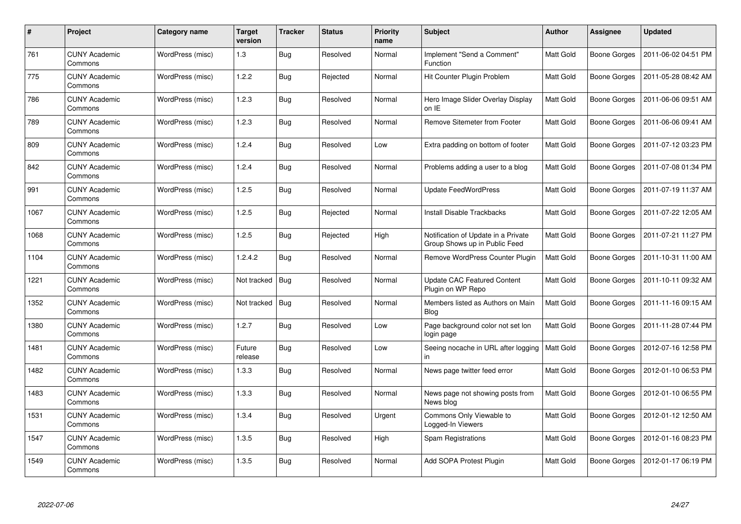| # | Project | Category name | Target version | Tracker | Status | Priority name | Subject | Author | Assignee | Updated |
|---|---|---|---|---|---|---|---|---|---|---|
| 761 | CUNY Academic Commons | WordPress (misc) | 1.3 | Bug | Resolved | Normal | Implement "Send a Comment" Function | Matt Gold | Boone Gorges | 2011-06-02 04:51 PM |
| 775 | CUNY Academic Commons | WordPress (misc) | 1.2.2 | Bug | Rejected | Normal | Hit Counter Plugin Problem | Matt Gold | Boone Gorges | 2011-05-28 08:42 AM |
| 786 | CUNY Academic Commons | WordPress (misc) | 1.2.3 | Bug | Resolved | Normal | Hero Image Slider Overlay Display on IE | Matt Gold | Boone Gorges | 2011-06-06 09:51 AM |
| 789 | CUNY Academic Commons | WordPress (misc) | 1.2.3 | Bug | Resolved | Normal | Remove Sitemeter from Footer | Matt Gold | Boone Gorges | 2011-06-06 09:41 AM |
| 809 | CUNY Academic Commons | WordPress (misc) | 1.2.4 | Bug | Resolved | Low | Extra padding on bottom of footer | Matt Gold | Boone Gorges | 2011-07-12 03:23 PM |
| 842 | CUNY Academic Commons | WordPress (misc) | 1.2.4 | Bug | Resolved | Normal | Problems adding a user to a blog | Matt Gold | Boone Gorges | 2011-07-08 01:34 PM |
| 991 | CUNY Academic Commons | WordPress (misc) | 1.2.5 | Bug | Resolved | Normal | Update FeedWordPress | Matt Gold | Boone Gorges | 2011-07-19 11:37 AM |
| 1067 | CUNY Academic Commons | WordPress (misc) | 1.2.5 | Bug | Rejected | Normal | Install Disable Trackbacks | Matt Gold | Boone Gorges | 2011-07-22 12:05 AM |
| 1068 | CUNY Academic Commons | WordPress (misc) | 1.2.5 | Bug | Rejected | High | Notification of Update in a Private Group Shows up in Public Feed | Matt Gold | Boone Gorges | 2011-07-21 11:27 PM |
| 1104 | CUNY Academic Commons | WordPress (misc) | 1.2.4.2 | Bug | Resolved | Normal | Remove WordPress Counter Plugin | Matt Gold | Boone Gorges | 2011-10-31 11:00 AM |
| 1221 | CUNY Academic Commons | WordPress (misc) | Not tracked | Bug | Resolved | Normal | Update CAC Featured Content Plugin on WP Repo | Matt Gold | Boone Gorges | 2011-10-11 09:32 AM |
| 1352 | CUNY Academic Commons | WordPress (misc) | Not tracked | Bug | Resolved | Normal | Members listed as Authors on Main Blog | Matt Gold | Boone Gorges | 2011-11-16 09:15 AM |
| 1380 | CUNY Academic Commons | WordPress (misc) | 1.2.7 | Bug | Resolved | Low | Page background color not set lon login page | Matt Gold | Boone Gorges | 2011-11-28 07:44 PM |
| 1481 | CUNY Academic Commons | WordPress (misc) | Future release | Bug | Resolved | Low | Seeing nocache in URL after logging in | Matt Gold | Boone Gorges | 2012-07-16 12:58 PM |
| 1482 | CUNY Academic Commons | WordPress (misc) | 1.3.3 | Bug | Resolved | Normal | News page twitter feed error | Matt Gold | Boone Gorges | 2012-01-10 06:53 PM |
| 1483 | CUNY Academic Commons | WordPress (misc) | 1.3.3 | Bug | Resolved | Normal | News page not showing posts from News blog | Matt Gold | Boone Gorges | 2012-01-10 06:55 PM |
| 1531 | CUNY Academic Commons | WordPress (misc) | 1.3.4 | Bug | Resolved | Urgent | Commons Only Viewable to Logged-In Viewers | Matt Gold | Boone Gorges | 2012-01-12 12:50 AM |
| 1547 | CUNY Academic Commons | WordPress (misc) | 1.3.5 | Bug | Resolved | High | Spam Registrations | Matt Gold | Boone Gorges | 2012-01-16 08:23 PM |
| 1549 | CUNY Academic Commons | WordPress (misc) | 1.3.5 | Bug | Resolved | Normal | Add SOPA Protest Plugin | Matt Gold | Boone Gorges | 2012-01-17 06:19 PM |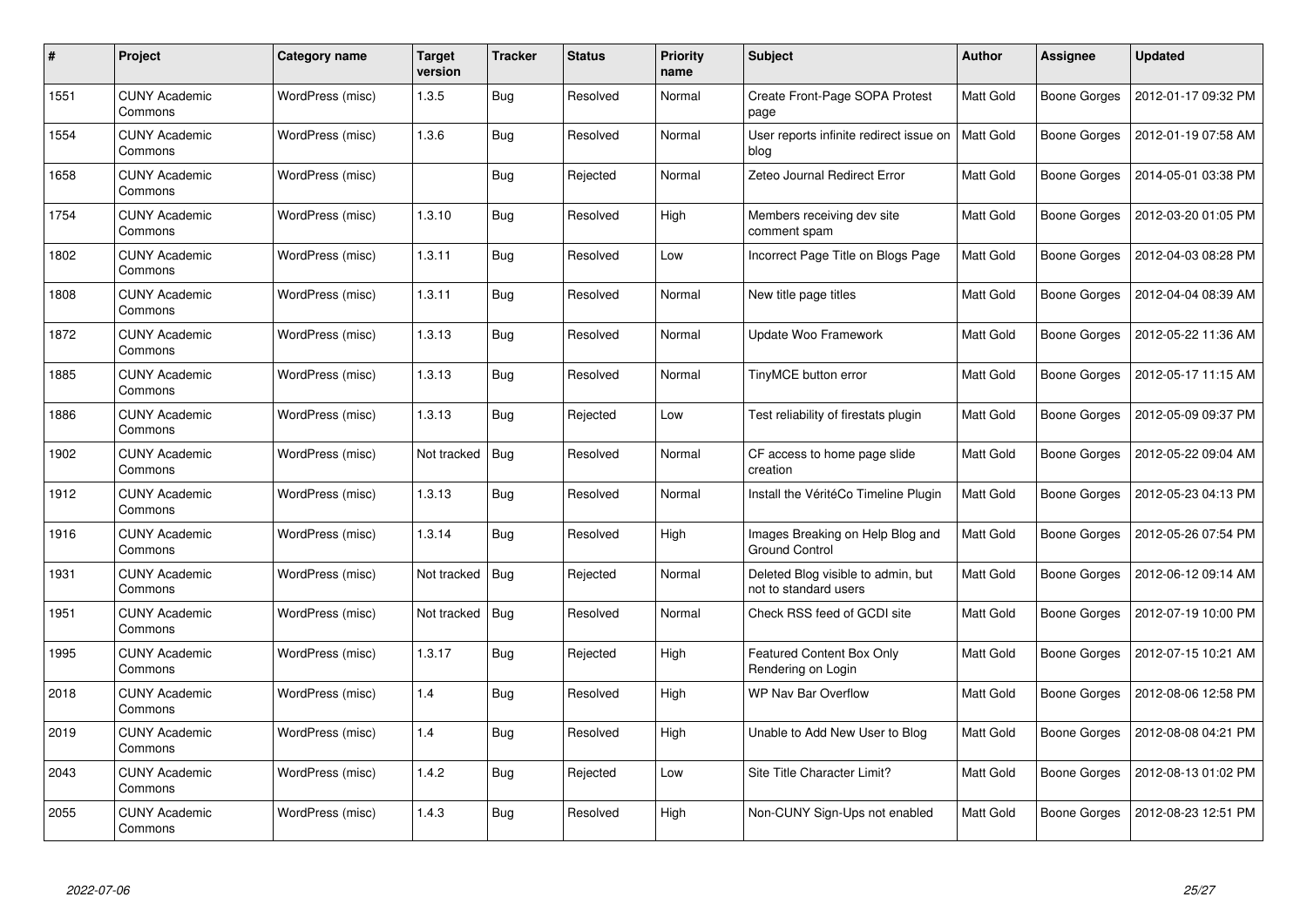| # | Project | Category name | Target version | Tracker | Status | Priority name | Subject | Author | Assignee | Updated |
|---|---|---|---|---|---|---|---|---|---|---|
| 1551 | CUNY Academic Commons | WordPress (misc) | 1.3.5 | Bug | Resolved | Normal | Create Front-Page SOPA Protest page | Matt Gold | Boone Gorges | 2012-01-17 09:32 PM |
| 1554 | CUNY Academic Commons | WordPress (misc) | 1.3.6 | Bug | Resolved | Normal | User reports infinite redirect issue on blog | Matt Gold | Boone Gorges | 2012-01-19 07:58 AM |
| 1658 | CUNY Academic Commons | WordPress (misc) | | Bug | Rejected | Normal | Zeteo Journal Redirect Error | Matt Gold | Boone Gorges | 2014-05-01 03:38 PM |
| 1754 | CUNY Academic Commons | WordPress (misc) | 1.3.10 | Bug | Resolved | High | Members receiving dev site comment spam | Matt Gold | Boone Gorges | 2012-03-20 01:05 PM |
| 1802 | CUNY Academic Commons | WordPress (misc) | 1.3.11 | Bug | Resolved | Low | Incorrect Page Title on Blogs Page | Matt Gold | Boone Gorges | 2012-04-03 08:28 PM |
| 1808 | CUNY Academic Commons | WordPress (misc) | 1.3.11 | Bug | Resolved | Normal | New title page titles | Matt Gold | Boone Gorges | 2012-04-04 08:39 AM |
| 1872 | CUNY Academic Commons | WordPress (misc) | 1.3.13 | Bug | Resolved | Normal | Update Woo Framework | Matt Gold | Boone Gorges | 2012-05-22 11:36 AM |
| 1885 | CUNY Academic Commons | WordPress (misc) | 1.3.13 | Bug | Resolved | Normal | TinyMCE button error | Matt Gold | Boone Gorges | 2012-05-17 11:15 AM |
| 1886 | CUNY Academic Commons | WordPress (misc) | 1.3.13 | Bug | Rejected | Low | Test reliability of firestats plugin | Matt Gold | Boone Gorges | 2012-05-09 09:37 PM |
| 1902 | CUNY Academic Commons | WordPress (misc) | Not tracked | Bug | Resolved | Normal | CF access to home page slide creation | Matt Gold | Boone Gorges | 2012-05-22 09:04 AM |
| 1912 | CUNY Academic Commons | WordPress (misc) | 1.3.13 | Bug | Resolved | Normal | Install the VéritéCo Timeline Plugin | Matt Gold | Boone Gorges | 2012-05-23 04:13 PM |
| 1916 | CUNY Academic Commons | WordPress (misc) | 1.3.14 | Bug | Resolved | High | Images Breaking on Help Blog and Ground Control | Matt Gold | Boone Gorges | 2012-05-26 07:54 PM |
| 1931 | CUNY Academic Commons | WordPress (misc) | Not tracked | Bug | Rejected | Normal | Deleted Blog visible to admin, but not to standard users | Matt Gold | Boone Gorges | 2012-06-12 09:14 AM |
| 1951 | CUNY Academic Commons | WordPress (misc) | Not tracked | Bug | Resolved | Normal | Check RSS feed of GCDI site | Matt Gold | Boone Gorges | 2012-07-19 10:00 PM |
| 1995 | CUNY Academic Commons | WordPress (misc) | 1.3.17 | Bug | Rejected | High | Featured Content Box Only Rendering on Login | Matt Gold | Boone Gorges | 2012-07-15 10:21 AM |
| 2018 | CUNY Academic Commons | WordPress (misc) | 1.4 | Bug | Resolved | High | WP Nav Bar Overflow | Matt Gold | Boone Gorges | 2012-08-06 12:58 PM |
| 2019 | CUNY Academic Commons | WordPress (misc) | 1.4 | Bug | Resolved | High | Unable to Add New User to Blog | Matt Gold | Boone Gorges | 2012-08-08 04:21 PM |
| 2043 | CUNY Academic Commons | WordPress (misc) | 1.4.2 | Bug | Rejected | Low | Site Title Character Limit? | Matt Gold | Boone Gorges | 2012-08-13 01:02 PM |
| 2055 | CUNY Academic Commons | WordPress (misc) | 1.4.3 | Bug | Resolved | High | Non-CUNY Sign-Ups not enabled | Matt Gold | Boone Gorges | 2012-08-23 12:51 PM |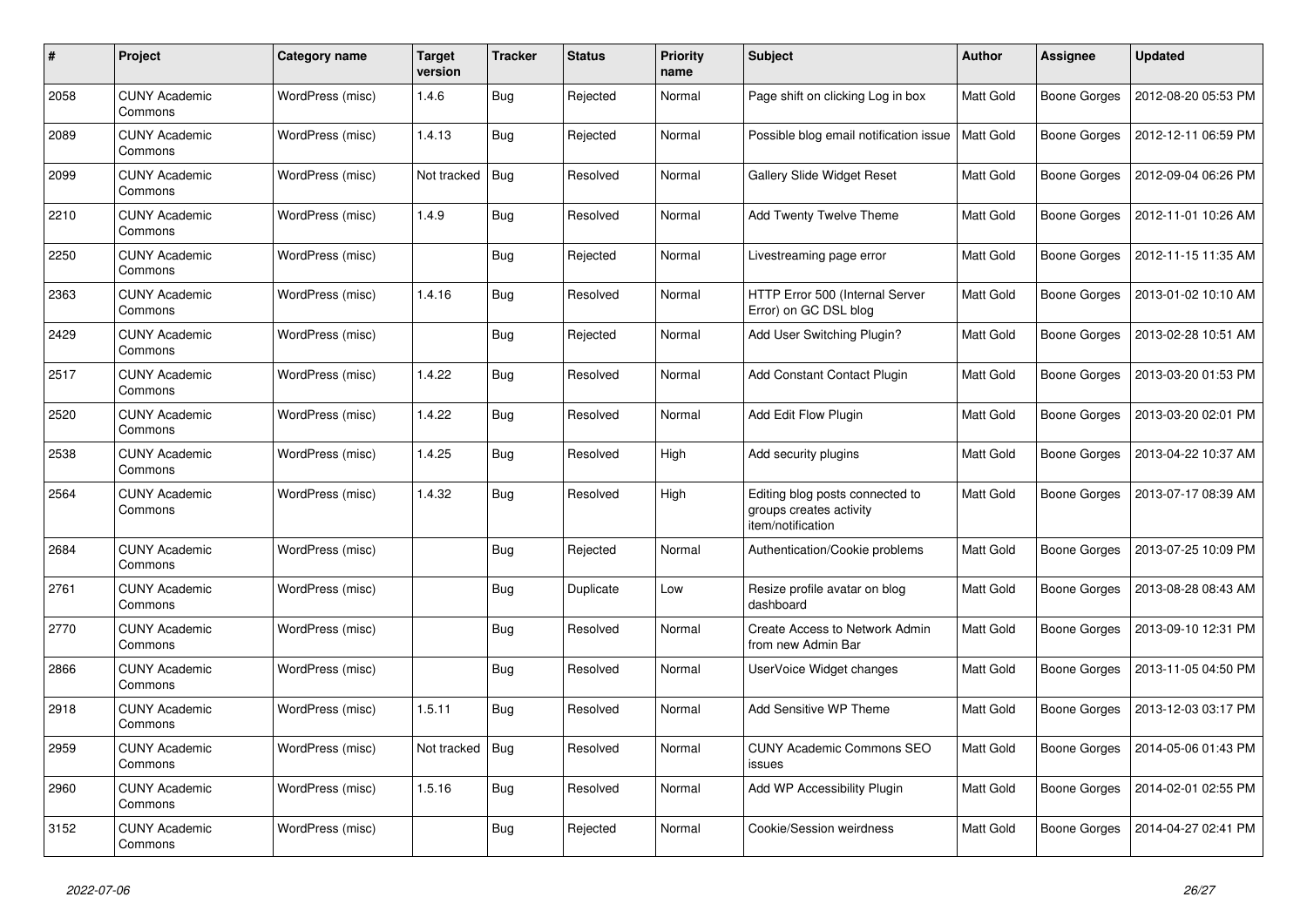| # | Project | Category name | Target version | Tracker | Status | Priority name | Subject | Author | Assignee | Updated |
|---|---|---|---|---|---|---|---|---|---|---|
| 2058 | CUNY Academic Commons | WordPress (misc) | 1.4.6 | Bug | Rejected | Normal | Page shift on clicking Log in box | Matt Gold | Boone Gorges | 2012-08-20 05:53 PM |
| 2089 | CUNY Academic Commons | WordPress (misc) | 1.4.13 | Bug | Rejected | Normal | Possible blog email notification issue | Matt Gold | Boone Gorges | 2012-12-11 06:59 PM |
| 2099 | CUNY Academic Commons | WordPress (misc) | Not tracked | Bug | Resolved | Normal | Gallery Slide Widget Reset | Matt Gold | Boone Gorges | 2012-09-04 06:26 PM |
| 2210 | CUNY Academic Commons | WordPress (misc) | 1.4.9 | Bug | Resolved | Normal | Add Twenty Twelve Theme | Matt Gold | Boone Gorges | 2012-11-01 10:26 AM |
| 2250 | CUNY Academic Commons | WordPress (misc) | | Bug | Rejected | Normal | Livestreaming page error | Matt Gold | Boone Gorges | 2012-11-15 11:35 AM |
| 2363 | CUNY Academic Commons | WordPress (misc) | 1.4.16 | Bug | Resolved | Normal | HTTP Error 500 (Internal Server Error) on GC DSL blog | Matt Gold | Boone Gorges | 2013-01-02 10:10 AM |
| 2429 | CUNY Academic Commons | WordPress (misc) | | Bug | Rejected | Normal | Add User Switching Plugin? | Matt Gold | Boone Gorges | 2013-02-28 10:51 AM |
| 2517 | CUNY Academic Commons | WordPress (misc) | 1.4.22 | Bug | Resolved | Normal | Add Constant Contact Plugin | Matt Gold | Boone Gorges | 2013-03-20 01:53 PM |
| 2520 | CUNY Academic Commons | WordPress (misc) | 1.4.22 | Bug | Resolved | Normal | Add Edit Flow Plugin | Matt Gold | Boone Gorges | 2013-03-20 02:01 PM |
| 2538 | CUNY Academic Commons | WordPress (misc) | 1.4.25 | Bug | Resolved | High | Add security plugins | Matt Gold | Boone Gorges | 2013-04-22 10:37 AM |
| 2564 | CUNY Academic Commons | WordPress (misc) | 1.4.32 | Bug | Resolved | High | Editing blog posts connected to groups creates activity item/notification | Matt Gold | Boone Gorges | 2013-07-17 08:39 AM |
| 2684 | CUNY Academic Commons | WordPress (misc) | | Bug | Rejected | Normal | Authentication/Cookie problems | Matt Gold | Boone Gorges | 2013-07-25 10:09 PM |
| 2761 | CUNY Academic Commons | WordPress (misc) | | Bug | Duplicate | Low | Resize profile avatar on blog dashboard | Matt Gold | Boone Gorges | 2013-08-28 08:43 AM |
| 2770 | CUNY Academic Commons | WordPress (misc) | | Bug | Resolved | Normal | Create Access to Network Admin from new Admin Bar | Matt Gold | Boone Gorges | 2013-09-10 12:31 PM |
| 2866 | CUNY Academic Commons | WordPress (misc) | | Bug | Resolved | Normal | UserVoice Widget changes | Matt Gold | Boone Gorges | 2013-11-05 04:50 PM |
| 2918 | CUNY Academic Commons | WordPress (misc) | 1.5.11 | Bug | Resolved | Normal | Add Sensitive WP Theme | Matt Gold | Boone Gorges | 2013-12-03 03:17 PM |
| 2959 | CUNY Academic Commons | WordPress (misc) | Not tracked | Bug | Resolved | Normal | CUNY Academic Commons SEO issues | Matt Gold | Boone Gorges | 2014-05-06 01:43 PM |
| 2960 | CUNY Academic Commons | WordPress (misc) | 1.5.16 | Bug | Resolved | Normal | Add WP Accessibility Plugin | Matt Gold | Boone Gorges | 2014-02-01 02:55 PM |
| 3152 | CUNY Academic Commons | WordPress (misc) | | Bug | Rejected | Normal | Cookie/Session weirdness | Matt Gold | Boone Gorges | 2014-04-27 02:41 PM |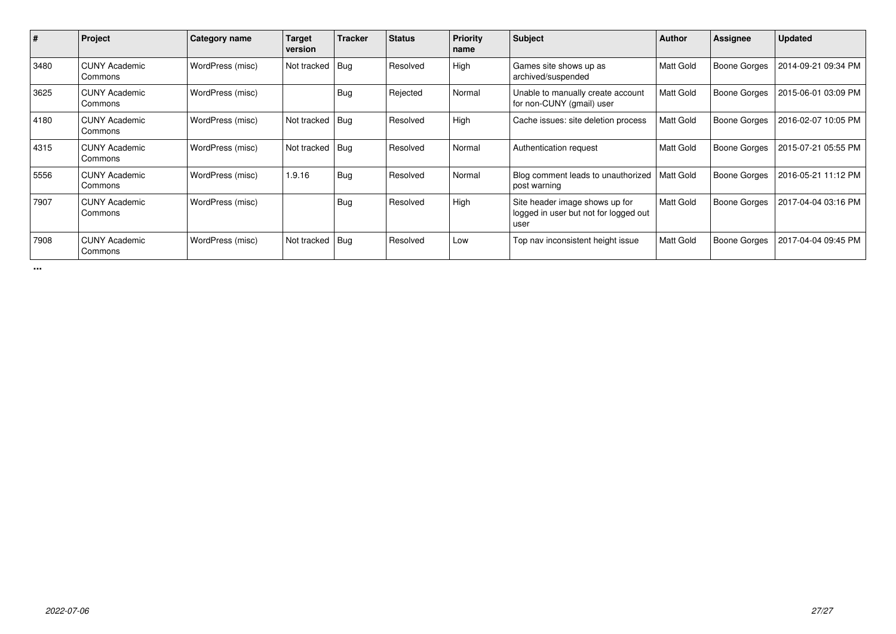| # | Project | Category name | Target version | Tracker | Status | Priority name | Subject | Author | Assignee | Updated |
|---|---|---|---|---|---|---|---|---|---|---|
| 3480 | CUNY Academic Commons | WordPress (misc) | Not tracked | Bug | Resolved | High | Games site shows up as archived/suspended | Matt Gold | Boone Gorges | 2014-09-21 09:34 PM |
| 3625 | CUNY Academic Commons | WordPress (misc) | | Bug | Rejected | Normal | Unable to manually create account for non-CUNY (gmail) user | Matt Gold | Boone Gorges | 2015-06-01 03:09 PM |
| 4180 | CUNY Academic Commons | WordPress (misc) | Not tracked | Bug | Resolved | High | Cache issues: site deletion process | Matt Gold | Boone Gorges | 2016-02-07 10:05 PM |
| 4315 | CUNY Academic Commons | WordPress (misc) | Not tracked | Bug | Resolved | Normal | Authentication request | Matt Gold | Boone Gorges | 2015-07-21 05:55 PM |
| 5556 | CUNY Academic Commons | WordPress (misc) | 1.9.16 | Bug | Resolved | Normal | Blog comment leads to unauthorized post warning | Matt Gold | Boone Gorges | 2016-05-21 11:12 PM |
| 7907 | CUNY Academic Commons | WordPress (misc) | | Bug | Resolved | High | Site header image shows up for logged in user but not for logged out user | Matt Gold | Boone Gorges | 2017-04-04 03:16 PM |
| 7908 | CUNY Academic Commons | WordPress (misc) | Not tracked | Bug | Resolved | Low | Top nav inconsistent height issue | Matt Gold | Boone Gorges | 2017-04-04 09:45 PM |

...